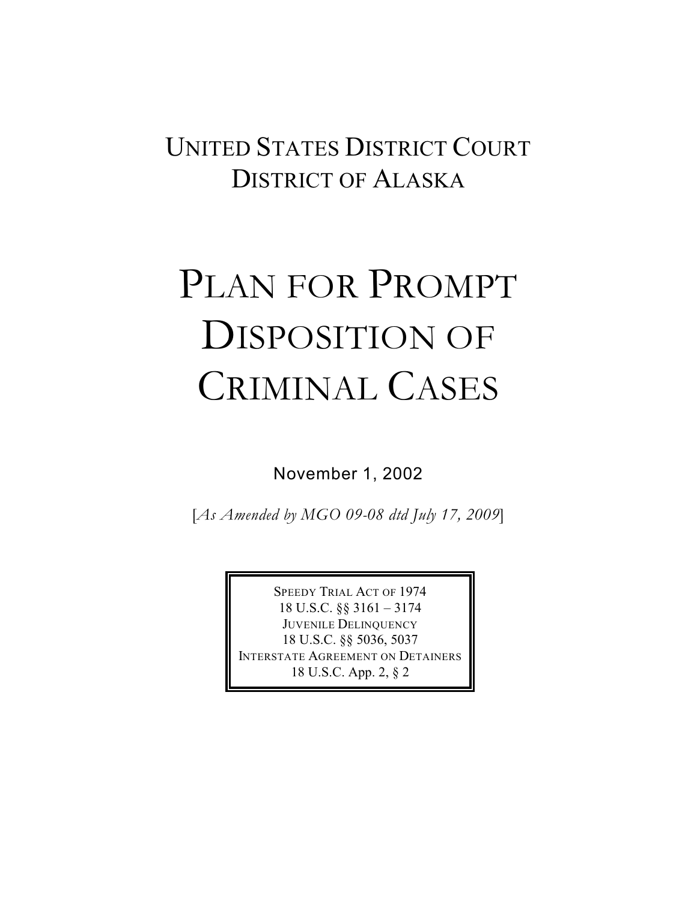# UNITED STATES DISTRICT COURT
# DISTRICT OF ALASKA

# PLAN FOR PROMPT DISPOSITION OF CRIMINAL CASES

November 1, 2002

[*As Amended by MGO 09-08 dtd July 17, 2009*]

SPEEDY TRIAL ACT OF 1974
18 U.S.C. §§ 3161 – 3174
JUVENILE DELINQUENCY
18 U.S.C. §§ 5036, 5037
INTERSTATE AGREEMENT ON DETAINERS
18 U.S.C. App. 2, § 2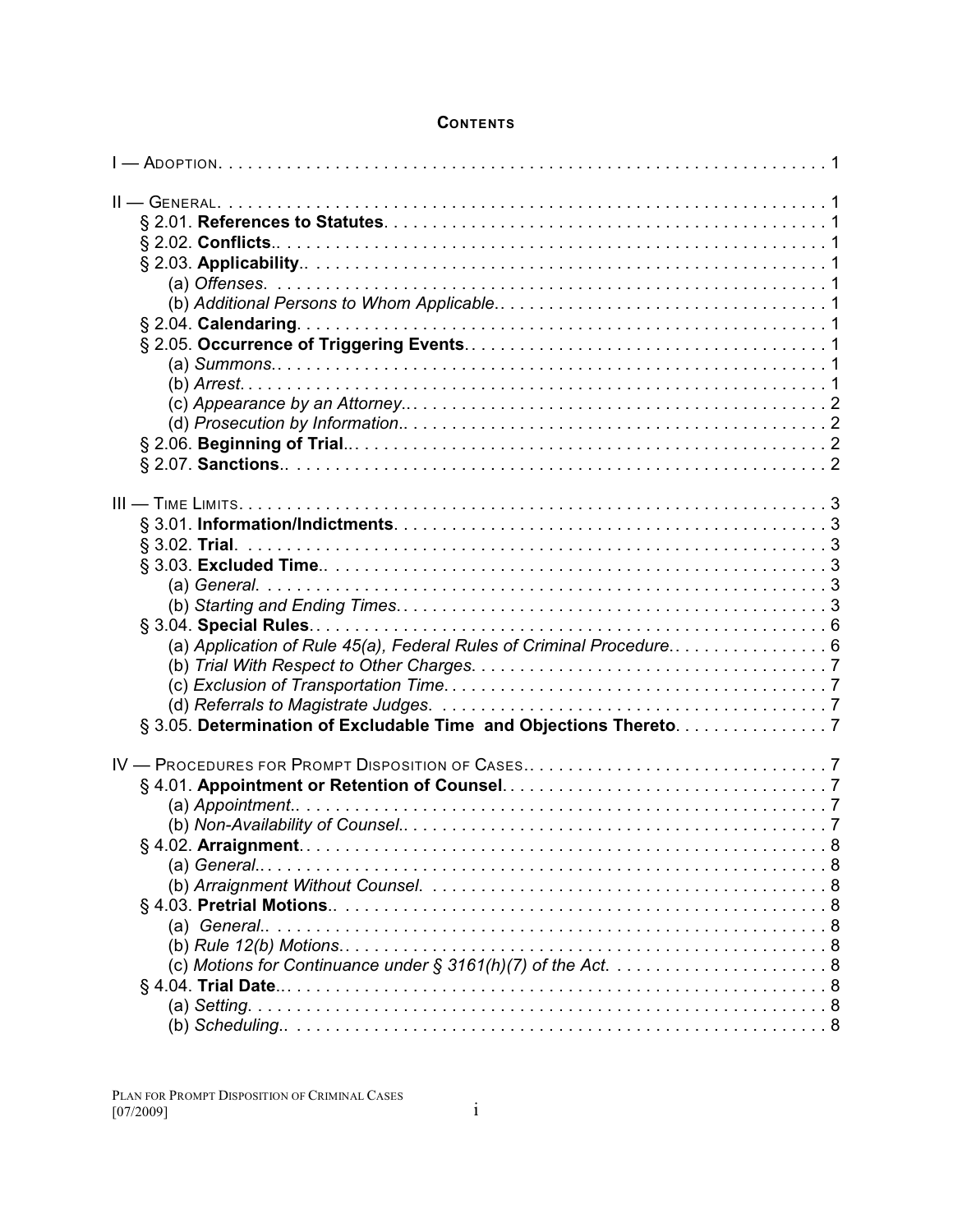# CONTENTS

I — ADOPTION. . . . . . . . . . . . . . . . . . . . . . . . . . . . . . . . . . . . . . . . . . . . . . . . . . . . . . . . . . . . . 1

II — GENERAL. . . . . . . . . . . . . . . . . . . . . . . . . . . . . . . . . . . . . . . . . . . . . . . . . . . . . . . . . . . . . 1
- § 2.01. **References to Statutes**. . . . . . . . . . . . . . . . . . . . . . . . . . . . . . . . . . . . . . . . . . . . . . . 1
- § 2.02. **Conflicts**.. . . . . . . . . . . . . . . . . . . . . . . . . . . . . . . . . . . . . . . . . . . . . . . . . . . . . . . 1
- § 2.03. **Applicability**.. . . . . . . . . . . . . . . . . . . . . . . . . . . . . . . . . . . . . . . . . . . . . . . . . . . . . 1
  - (a) *Offenses*. . . . . . . . . . . . . . . . . . . . . . . . . . . . . . . . . . . . . . . . . . . . . . . . . . . . . . . . . 1
  - (b) *Additional Persons to Whom Applicable*. . . . . . . . . . . . . . . . . . . . . . . . . . . . . . . . . . . . 1
- § 2.04. **Calendaring**. . . . . . . . . . . . . . . . . . . . . . . . . . . . . . . . . . . . . . . . . . . . . . . . . . . . . 1
- § 2.05. **Occurrence of Triggering Events**. . . . . . . . . . . . . . . . . . . . . . . . . . . . . . . . . . . . . . . 1
  - (a) *Summons*.. . . . . . . . . . . . . . . . . . . . . . . . . . . . . . . . . . . . . . . . . . . . . . . . . . . . . . . 1
  - (b) *Arrest*. . . . . . . . . . . . . . . . . . . . . . . . . . . . . . . . . . . . . . . . . . . . . . . . . . . . . . . . . . 1
  - (c) *Appearance by an Attorney*.. . . . . . . . . . . . . . . . . . . . . . . . . . . . . . . . . . . . . . . . . . . 2
  - (d) *Prosecution by Information*.. . . . . . . . . . . . . . . . . . . . . . . . . . . . . . . . . . . . . . . . . . . 2
- § 2.06. **Beginning of Trial**.. . . . . . . . . . . . . . . . . . . . . . . . . . . . . . . . . . . . . . . . . . . . . . . . . 2
- § 2.07. **Sanctions**.. . . . . . . . . . . . . . . . . . . . . . . . . . . . . . . . . . . . . . . . . . . . . . . . . . . . . . . 2

III — TIME LIMITS. . . . . . . . . . . . . . . . . . . . . . . . . . . . . . . . . . . . . . . . . . . . . . . . . . . . . . . . . . . 3
- § 3.01. **Information/Indictments**. . . . . . . . . . . . . . . . . . . . . . . . . . . . . . . . . . . . . . . . . . . . . . 3
- § 3.02. **Trial**. . . . . . . . . . . . . . . . . . . . . . . . . . . . . . . . . . . . . . . . . . . . . . . . . . . . . . . . . . . 3
- § 3.03. **Excluded Time**.. . . . . . . . . . . . . . . . . . . . . . . . . . . . . . . . . . . . . . . . . . . . . . . . . . . . 3
  - (a) *General*. . . . . . . . . . . . . . . . . . . . . . . . . . . . . . . . . . . . . . . . . . . . . . . . . . . . . . . . . . 3
  - (b) *Starting and Ending Times*. . . . . . . . . . . . . . . . . . . . . . . . . . . . . . . . . . . . . . . . . . . . . 3
- § 3.04. **Special Rules**. . . . . . . . . . . . . . . . . . . . . . . . . . . . . . . . . . . . . . . . . . . . . . . . . . . . . . 6
  - (a) *Application of Rule 45(a), Federal Rules of Criminal Procedure*.. . . . . . . . . . . . . . . . . 6
  - (b) *Trial With Respect to Other Charges*. . . . . . . . . . . . . . . . . . . . . . . . . . . . . . . . . . . . . 7
  - (c) *Exclusion of Transportation Time*. . . . . . . . . . . . . . . . . . . . . . . . . . . . . . . . . . . . . . . 7
  - (d) *Referrals to Magistrate Judges*. . . . . . . . . . . . . . . . . . . . . . . . . . . . . . . . . . . . . . . . . 7
- § 3.05. **Determination of Excludable Time and Objections Thereto**. . . . . . . . . . . . . . . . . . . 7

IV — PROCEDURES FOR PROMPT DISPOSITION OF CASES.. . . . . . . . . . . . . . . . . . . . . . . . . . . . . . . . 7
- § 4.01. **Appointment or Retention of Counsel**. . . . . . . . . . . . . . . . . . . . . . . . . . . . . . . . . . . . 7
  - (a) *Appointment*.. . . . . . . . . . . . . . . . . . . . . . . . . . . . . . . . . . . . . . . . . . . . . . . . . . . . . 7
  - (b) *Non-Availability of Counsel*.. . . . . . . . . . . . . . . . . . . . . . . . . . . . . . . . . . . . . . . . . . . 7
- § 4.02. **Arraignment**. . . . . . . . . . . . . . . . . . . . . . . . . . . . . . . . . . . . . . . . . . . . . . . . . . . . . . 8
  - (a) *General*.. . . . . . . . . . . . . . . . . . . . . . . . . . . . . . . . . . . . . . . . . . . . . . . . . . . . . . . . . 8
  - (b) *Arraignment Without Counsel*. . . . . . . . . . . . . . . . . . . . . . . . . . . . . . . . . . . . . . . . . . 8
- § 4.03. **Pretrial Motions**.. . . . . . . . . . . . . . . . . . . . . . . . . . . . . . . . . . . . . . . . . . . . . . . . . . . 8
  - (a) *General*.. . . . . . . . . . . . . . . . . . . . . . . . . . . . . . . . . . . . . . . . . . . . . . . . . . . . . . . . . 8
  - (b) *Rule 12(b) Motions*.. . . . . . . . . . . . . . . . . . . . . . . . . . . . . . . . . . . . . . . . . . . . . . . . . 8
  - (c) *Motions for Continuance under § 3161(h)(7) of the Act*. . . . . . . . . . . . . . . . . . . . . . . 8
- § 4.04. **Trial Date**.. . . . . . . . . . . . . . . . . . . . . . . . . . . . . . . . . . . . . . . . . . . . . . . . . . . . . . . 8
  - (a) *Setting*. . . . . . . . . . . . . . . . . . . . . . . . . . . . . . . . . . . . . . . . . . . . . . . . . . . . . . . . . . 8
  - (b) *Scheduling*.. . . . . . . . . . . . . . . . . . . . . . . . . . . . . . . . . . . . . . . . . . . . . . . . . . . . . . . 8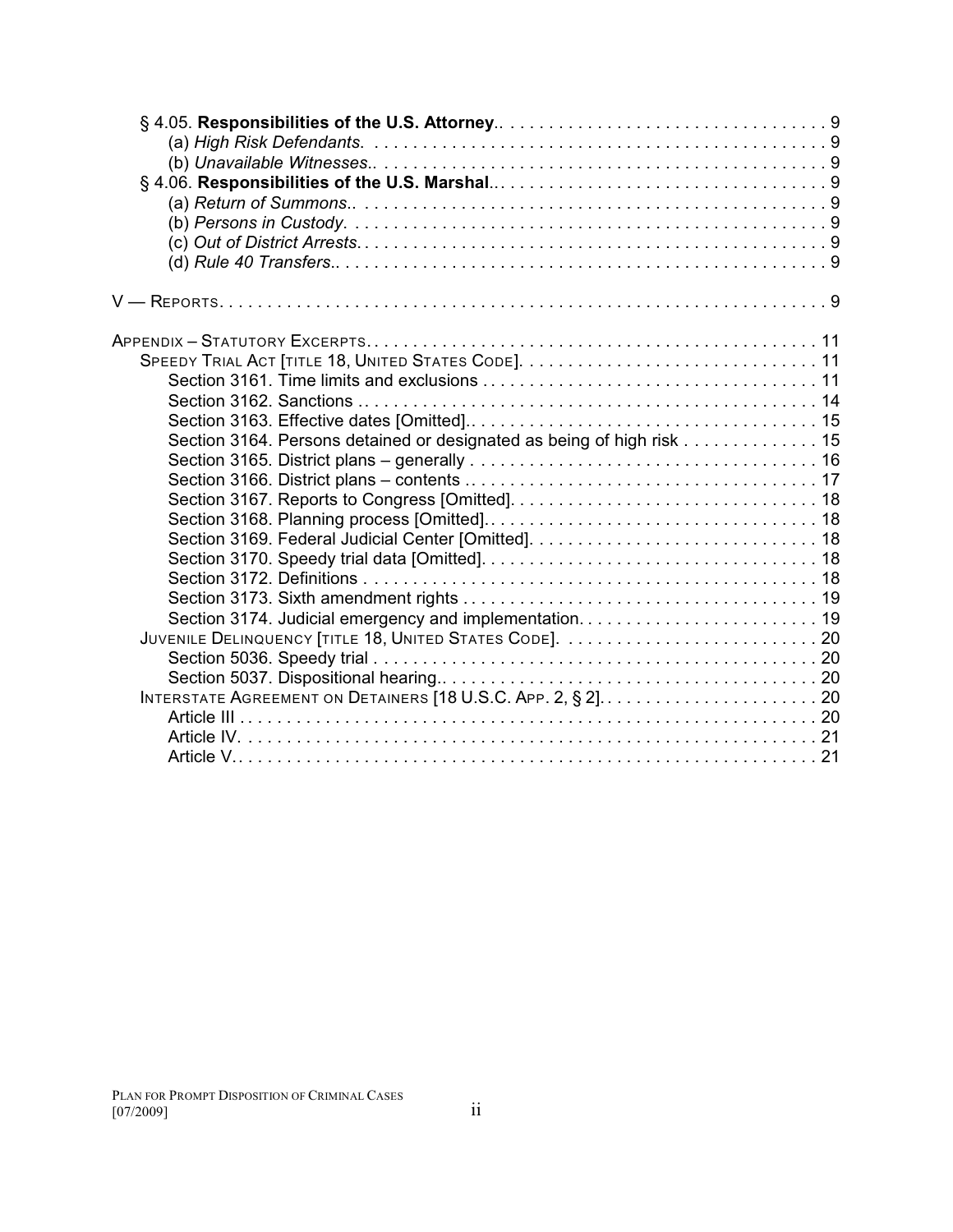§ 4.05. **Responsibilities of the U.S. Attorney**.. 9
  (a) *High Risk Defendants*. 9
  (b) *Unavailable Witnesses*.. 9
§ 4.06. **Responsibilities of the U.S. Marshal**.. 9
  (a) *Return of Summons*.. 9
  (b) *Persons in Custody*. 9
  (c) *Out of District Arrests*. 9
  (d) *Rule 40 Transfers*.. 9

V — REPORTS. 9

APPENDIX – STATUTORY EXCERPTS. 11
  SPEEDY TRIAL ACT [TITLE 18, UNITED STATES CODE]. 11
    Section 3161. Time limits and exclusions 11
    Section 3162. Sanctions 14
    Section 3163. Effective dates [Omitted].. 15
    Section 3164. Persons detained or designated as being of high risk 15
    Section 3165. District plans – generally 16
    Section 3166. District plans – contents 17
    Section 3167. Reports to Congress [Omitted]. 18
    Section 3168. Planning process [Omitted]. 18
    Section 3169. Federal Judicial Center [Omitted]. 18
    Section 3170. Speedy trial data [Omitted]. 18
    Section 3172. Definitions 18
    Section 3173. Sixth amendment rights 19
    Section 3174. Judicial emergency and implementation. 19
  JUVENILE DELINQUENCY [TITLE 18, UNITED STATES CODE]. 20
    Section 5036. Speedy trial 20
    Section 5037. Dispositional hearing.. 20
  INTERSTATE AGREEMENT ON DETAINERS [18 U.S.C. APP. 2, § 2]. 20
    Article III 20
    Article IV. 21
    Article V.. 21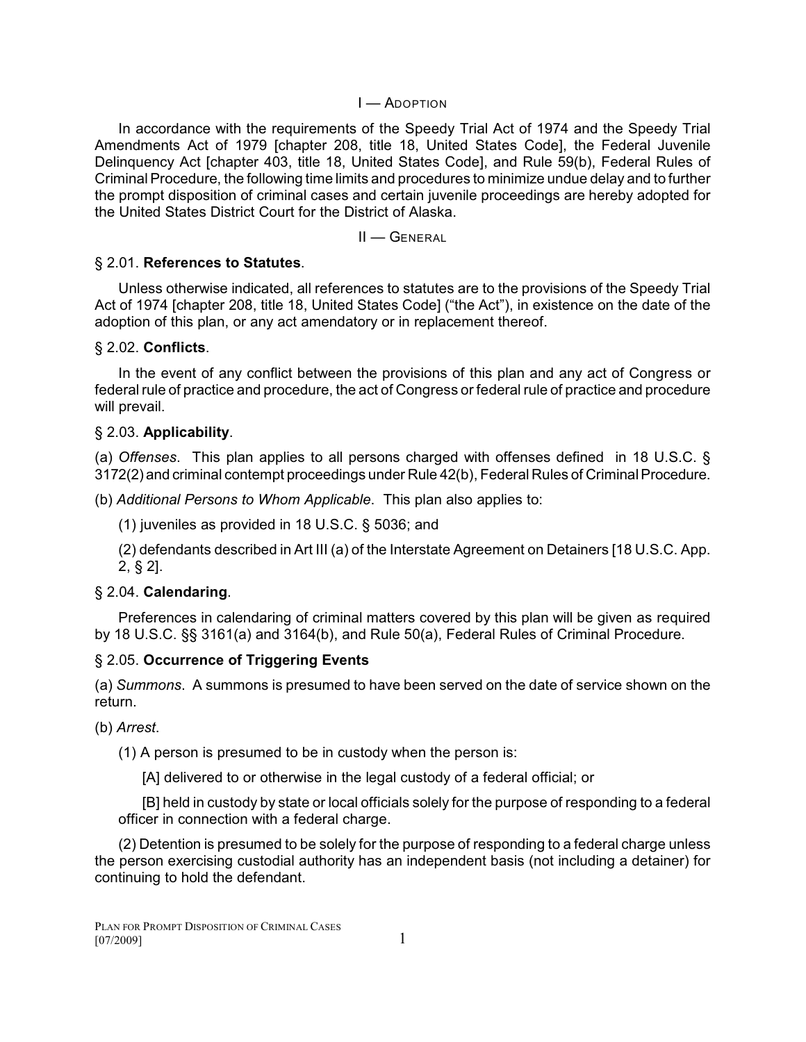## I — Adoption

In accordance with the requirements of the Speedy Trial Act of 1974 and the Speedy Trial Amendments Act of 1979 [chapter 208, title 18, United States Code], the Federal Juvenile Delinquency Act [chapter 403, title 18, United States Code], and Rule 59(b), Federal Rules of Criminal Procedure, the following time limits and procedures to minimize undue delay and to further the prompt disposition of criminal cases and certain juvenile proceedings are hereby adopted for the United States District Court for the District of Alaska.

## II — General

### § 2.01. **References to Statutes**.

Unless otherwise indicated, all references to statutes are to the provisions of the Speedy Trial Act of 1974 [chapter 208, title 18, United States Code] ("the Act"), in existence on the date of the adoption of this plan, or any act amendatory or in replacement thereof.

### § 2.02. **Conflicts**.

In the event of any conflict between the provisions of this plan and any act of Congress or federal rule of practice and procedure, the act of Congress or federal rule of practice and procedure will prevail.

### § 2.03. **Applicability**.

(a) *Offenses*. This plan applies to all persons charged with offenses defined in 18 U.S.C. § 3172(2) and criminal contempt proceedings under Rule 42(b), Federal Rules of Criminal Procedure.

(b) *Additional Persons to Whom Applicable*. This plan also applies to:

(1) juveniles as provided in 18 U.S.C. § 5036; and

(2) defendants described in Art III (a) of the Interstate Agreement on Detainers [18 U.S.C. App. 2, § 2].

### § 2.04. **Calendaring**.

Preferences in calendaring of criminal matters covered by this plan will be given as required by 18 U.S.C. §§ 3161(a) and 3164(b), and Rule 50(a), Federal Rules of Criminal Procedure.

### § 2.05. **Occurrence of Triggering Events**

(a) *Summons*. A summons is presumed to have been served on the date of service shown on the return.

(b) *Arrest*.

(1) A person is presumed to be in custody when the person is:

[A] delivered to or otherwise in the legal custody of a federal official; or

[B] held in custody by state or local officials solely for the purpose of responding to a federal officer in connection with a federal charge.

(2) Detention is presumed to be solely for the purpose of responding to a federal charge unless the person exercising custodial authority has an independent basis (not including a detainer) for continuing to hold the defendant.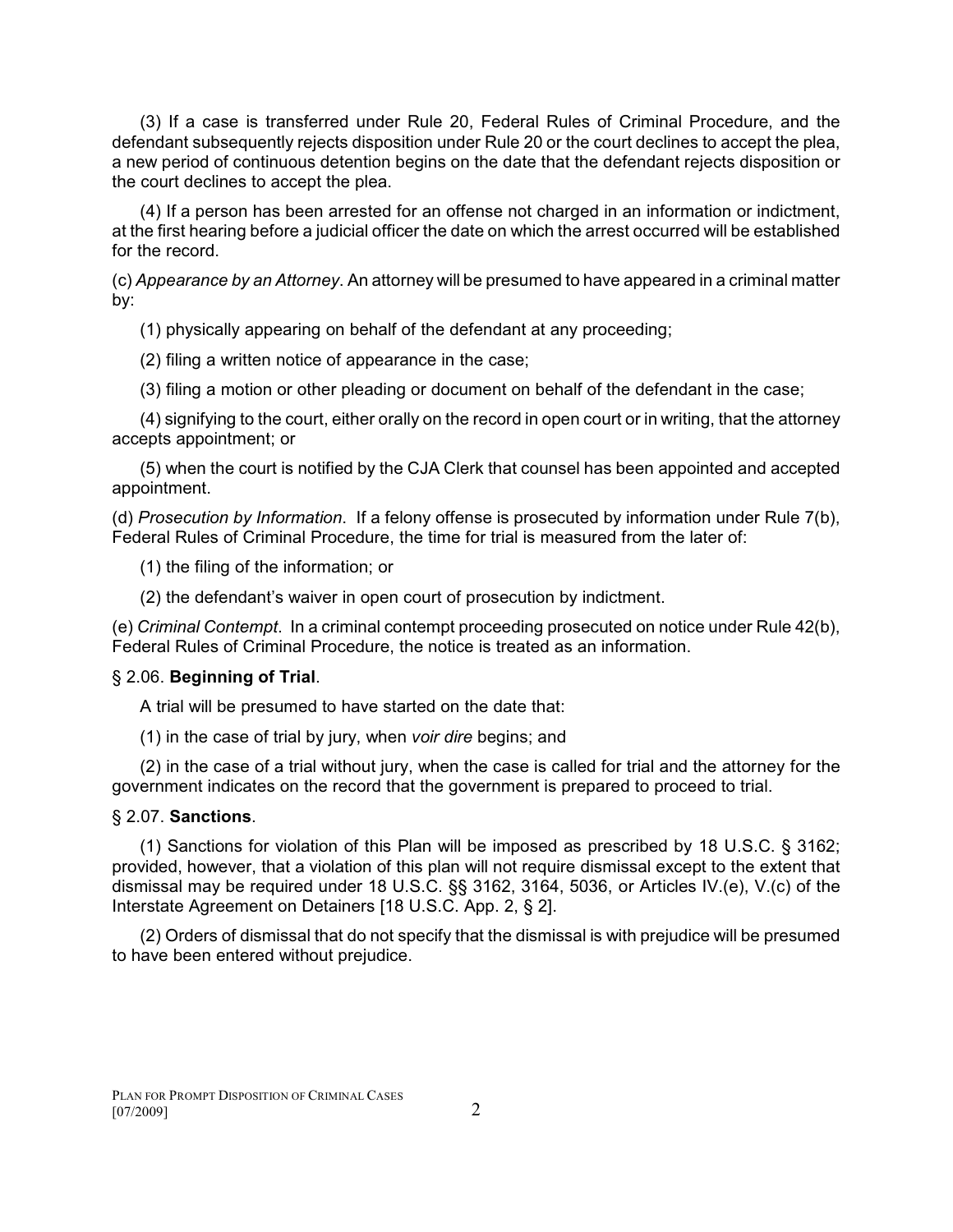(3) If a case is transferred under Rule 20, Federal Rules of Criminal Procedure, and the defendant subsequently rejects disposition under Rule 20 or the court declines to accept the plea, a new period of continuous detention begins on the date that the defendant rejects disposition or the court declines to accept the plea.

(4) If a person has been arrested for an offense not charged in an information or indictment, at the first hearing before a judicial officer the date on which the arrest occurred will be established for the record.

(c) *Appearance by an Attorney*. An attorney will be presumed to have appeared in a criminal matter by:

(1) physically appearing on behalf of the defendant at any proceeding;

(2) filing a written notice of appearance in the case;

(3) filing a motion or other pleading or document on behalf of the defendant in the case;

(4) signifying to the court, either orally on the record in open court or in writing, that the attorney accepts appointment; or

(5) when the court is notified by the CJA Clerk that counsel has been appointed and accepted appointment.

(d) *Prosecution by Information*. If a felony offense is prosecuted by information under Rule 7(b), Federal Rules of Criminal Procedure, the time for trial is measured from the later of:

(1) the filing of the information; or

(2) the defendant's waiver in open court of prosecution by indictment.

(e) *Criminal Contempt*. In a criminal contempt proceeding prosecuted on notice under Rule 42(b), Federal Rules of Criminal Procedure, the notice is treated as an information.

§ 2.06. **Beginning of Trial**.

A trial will be presumed to have started on the date that:

(1) in the case of trial by jury, when *voir dire* begins; and

(2) in the case of a trial without jury, when the case is called for trial and the attorney for the government indicates on the record that the government is prepared to proceed to trial.

§ 2.07. **Sanctions**.

(1) Sanctions for violation of this Plan will be imposed as prescribed by 18 U.S.C. § 3162; provided, however, that a violation of this plan will not require dismissal except to the extent that dismissal may be required under 18 U.S.C. §§ 3162, 3164, 5036, or Articles IV.(e), V.(c) of the Interstate Agreement on Detainers [18 U.S.C. App. 2, § 2].

(2) Orders of dismissal that do not specify that the dismissal is with prejudice will be presumed to have been entered without prejudice.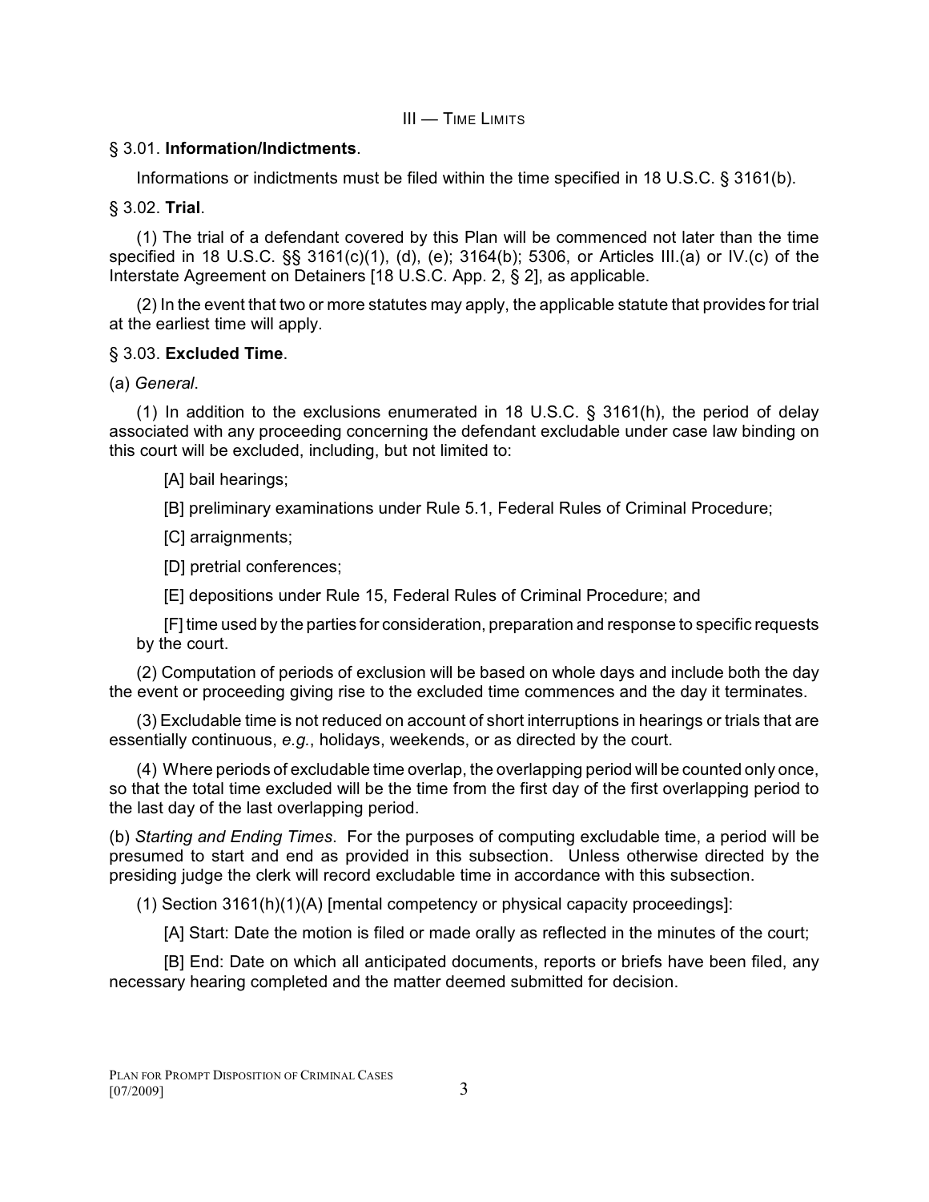## III — TIME LIMITS

### § 3.01. **Information/Indictments**.

Informations or indictments must be filed within the time specified in 18 U.S.C. § 3161(b).

### § 3.02. **Trial**.

(1) The trial of a defendant covered by this Plan will be commenced not later than the time specified in 18 U.S.C. §§ 3161(c)(1), (d), (e); 3164(b); 5306, or Articles III.(a) or IV.(c) of the Interstate Agreement on Detainers [18 U.S.C. App. 2, § 2], as applicable.

(2) In the event that two or more statutes may apply, the applicable statute that provides for trial at the earliest time will apply.

### § 3.03. **Excluded Time**.

(a) *General*.

(1) In addition to the exclusions enumerated in 18 U.S.C. § 3161(h), the period of delay associated with any proceeding concerning the defendant excludable under case law binding on this court will be excluded, including, but not limited to:

[A] bail hearings;

[B] preliminary examinations under Rule 5.1, Federal Rules of Criminal Procedure;

[C] arraignments;

[D] pretrial conferences;

[E] depositions under Rule 15, Federal Rules of Criminal Procedure; and

[F] time used by the parties for consideration, preparation and response to specific requests by the court.

(2) Computation of periods of exclusion will be based on whole days and include both the day the event or proceeding giving rise to the excluded time commences and the day it terminates.

(3) Excludable time is not reduced on account of short interruptions in hearings or trials that are essentially continuous, *e.g.*, holidays, weekends, or as directed by the court.

(4) Where periods of excludable time overlap, the overlapping period will be counted only once, so that the total time excluded will be the time from the first day of the first overlapping period to the last day of the last overlapping period.

(b) *Starting and Ending Times*. For the purposes of computing excludable time, a period will be presumed to start and end as provided in this subsection. Unless otherwise directed by the presiding judge the clerk will record excludable time in accordance with this subsection.

(1) Section 3161(h)(1)(A) [mental competency or physical capacity proceedings]:

[A] Start: Date the motion is filed or made orally as reflected in the minutes of the court;

[B] End: Date on which all anticipated documents, reports or briefs have been filed, any necessary hearing completed and the matter deemed submitted for decision.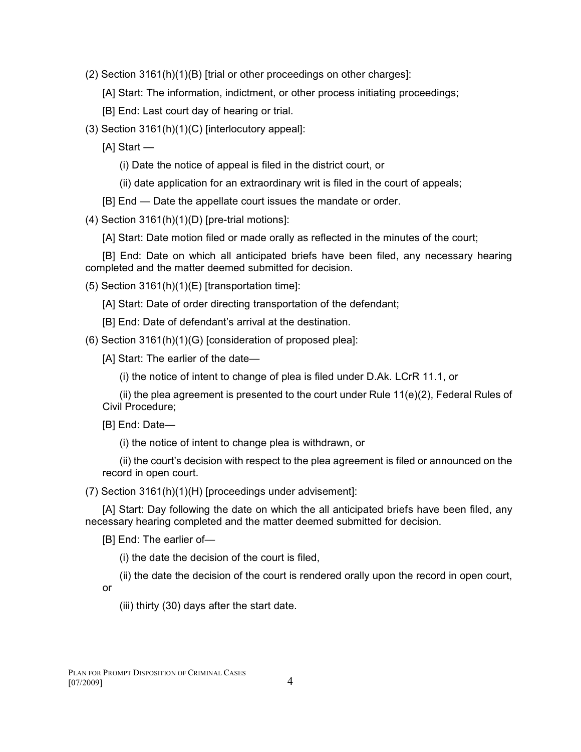(2) Section 3161(h)(1)(B) [trial or other proceedings on other charges]:

[A] Start: The information, indictment, or other process initiating proceedings;

[B] End: Last court day of hearing or trial.

(3) Section 3161(h)(1)(C) [interlocutory appeal]:

[A] Start —

(i) Date the notice of appeal is filed in the district court, or

(ii) date application for an extraordinary writ is filed in the court of appeals;

[B] End — Date the appellate court issues the mandate or order.

(4) Section 3161(h)(1)(D) [pre-trial motions]:

[A] Start: Date motion filed or made orally as reflected in the minutes of the court;

[B] End: Date on which all anticipated briefs have been filed, any necessary hearing completed and the matter deemed submitted for decision.

(5) Section 3161(h)(1)(E) [transportation time]:

[A] Start: Date of order directing transportation of the defendant;

[B] End: Date of defendant's arrival at the destination.

(6) Section 3161(h)(1)(G) [consideration of proposed plea]:

[A] Start: The earlier of the date—

(i) the notice of intent to change of plea is filed under D.Ak. LCrR 11.1, or

(ii) the plea agreement is presented to the court under Rule 11(e)(2), Federal Rules of Civil Procedure;

[B] End: Date—

(i) the notice of intent to change plea is withdrawn, or

(ii) the court's decision with respect to the plea agreement is filed or announced on the record in open court.

(7) Section 3161(h)(1)(H) [proceedings under advisement]:

[A] Start: Day following the date on which the all anticipated briefs have been filed, any necessary hearing completed and the matter deemed submitted for decision.

[B] End: The earlier of—

(i) the date the decision of the court is filed,

(ii) the date the decision of the court is rendered orally upon the record in open court, or

(iii) thirty (30) days after the start date.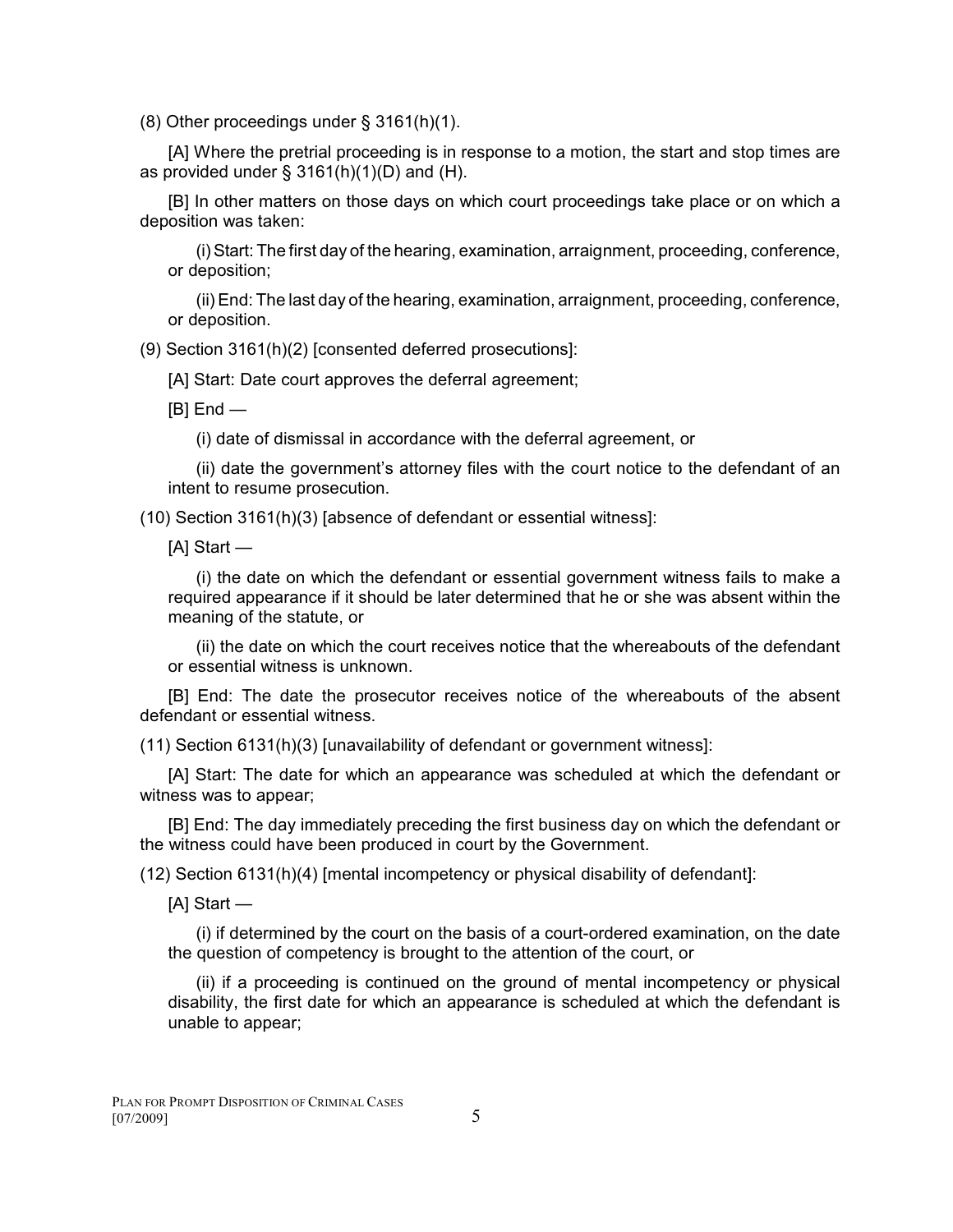(8) Other proceedings under § 3161(h)(1).

[A] Where the pretrial proceeding is in response to a motion, the start and stop times are as provided under § 3161(h)(1)(D) and (H).

[B] In other matters on those days on which court proceedings take place or on which a deposition was taken:

(i) Start: The first day of the hearing, examination, arraignment, proceeding, conference, or deposition;

(ii) End: The last day of the hearing, examination, arraignment, proceeding, conference, or deposition.

(9) Section 3161(h)(2) [consented deferred prosecutions]:

[A] Start: Date court approves the deferral agreement;

[B] End —

(i) date of dismissal in accordance with the deferral agreement, or

(ii) date the government's attorney files with the court notice to the defendant of an intent to resume prosecution.

(10) Section 3161(h)(3) [absence of defendant or essential witness]:

[A] Start —

(i) the date on which the defendant or essential government witness fails to make a required appearance if it should be later determined that he or she was absent within the meaning of the statute, or

(ii) the date on which the court receives notice that the whereabouts of the defendant or essential witness is unknown.

[B] End: The date the prosecutor receives notice of the whereabouts of the absent defendant or essential witness.

(11) Section 6131(h)(3) [unavailability of defendant or government witness]:

[A] Start: The date for which an appearance was scheduled at which the defendant or witness was to appear;

[B] End: The day immediately preceding the first business day on which the defendant or the witness could have been produced in court by the Government.

(12) Section 6131(h)(4) [mental incompetency or physical disability of defendant]:

[A] Start —

(i) if determined by the court on the basis of a court-ordered examination, on the date the question of competency is brought to the attention of the court, or

(ii) if a proceeding is continued on the ground of mental incompetency or physical disability, the first date for which an appearance is scheduled at which the defendant is unable to appear;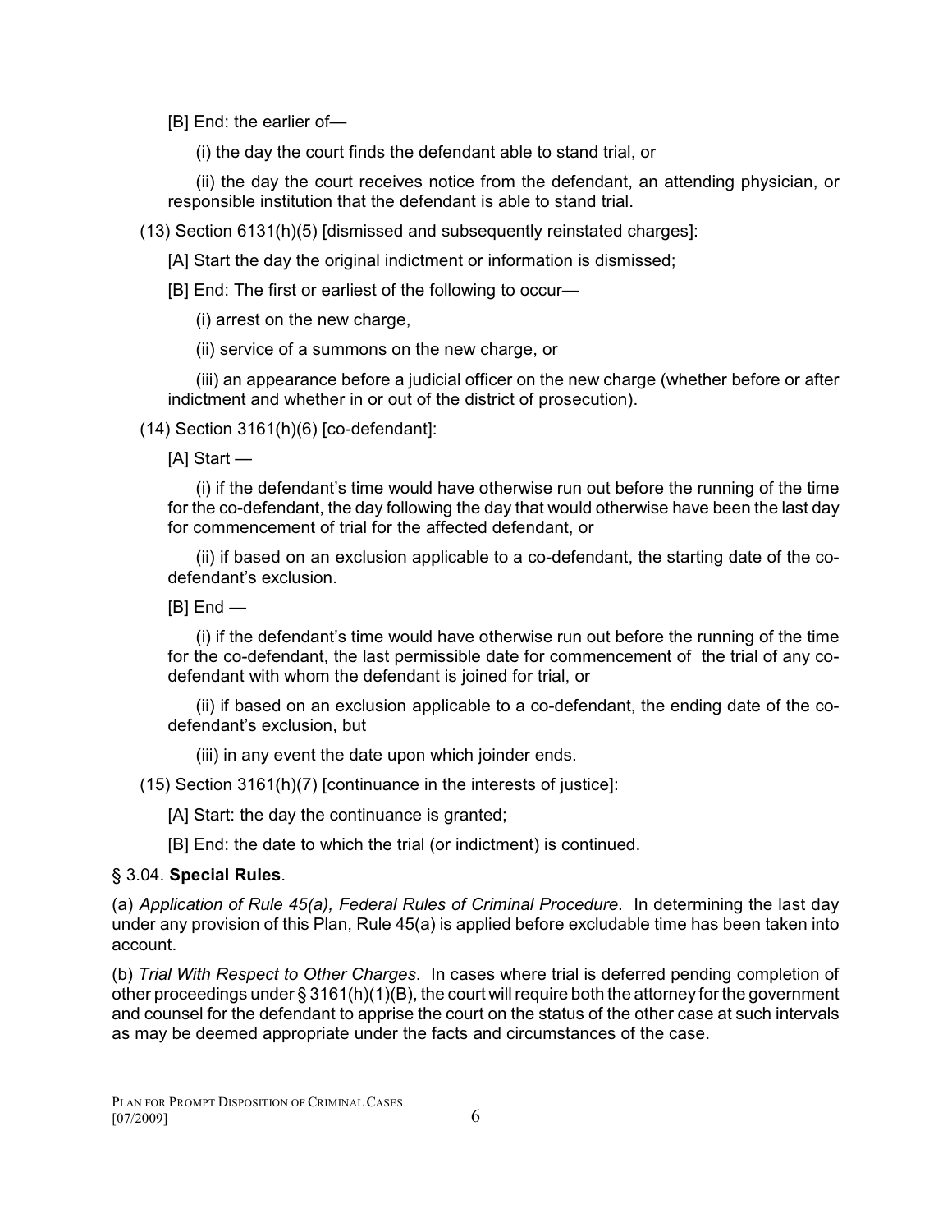[B] End: the earlier of—

(i) the day the court finds the defendant able to stand trial, or

(ii) the day the court receives notice from the defendant, an attending physician, or responsible institution that the defendant is able to stand trial.

(13) Section 6131(h)(5) [dismissed and subsequently reinstated charges]:

[A] Start the day the original indictment or information is dismissed;

[B] End: The first or earliest of the following to occur—

(i) arrest on the new charge,

(ii) service of a summons on the new charge, or

(iii) an appearance before a judicial officer on the new charge (whether before or after indictment and whether in or out of the district of prosecution).

(14) Section 3161(h)(6) [co-defendant]:

[A] Start —

(i) if the defendant's time would have otherwise run out before the running of the time for the co-defendant, the day following the day that would otherwise have been the last day for commencement of trial for the affected defendant, or

(ii) if based on an exclusion applicable to a co-defendant, the starting date of the co-defendant's exclusion.

[B] End —

(i) if the defendant's time would have otherwise run out before the running of the time for the co-defendant, the last permissible date for commencement of the trial of any co-defendant with whom the defendant is joined for trial, or

(ii) if based on an exclusion applicable to a co-defendant, the ending date of the co-defendant's exclusion, but

(iii) in any event the date upon which joinder ends.

(15) Section 3161(h)(7) [continuance in the interests of justice]:

[A] Start: the day the continuance is granted;

[B] End: the date to which the trial (or indictment) is continued.

§ 3.04. **Special Rules**.

(a) *Application of Rule 45(a), Federal Rules of Criminal Procedure*. In determining the last day under any provision of this Plan, Rule 45(a) is applied before excludable time has been taken into account.

(b) *Trial With Respect to Other Charges*. In cases where trial is deferred pending completion of other proceedings under § 3161(h)(1)(B), the court will require both the attorney for the government and counsel for the defendant to apprise the court on the status of the other case at such intervals as may be deemed appropriate under the facts and circumstances of the case.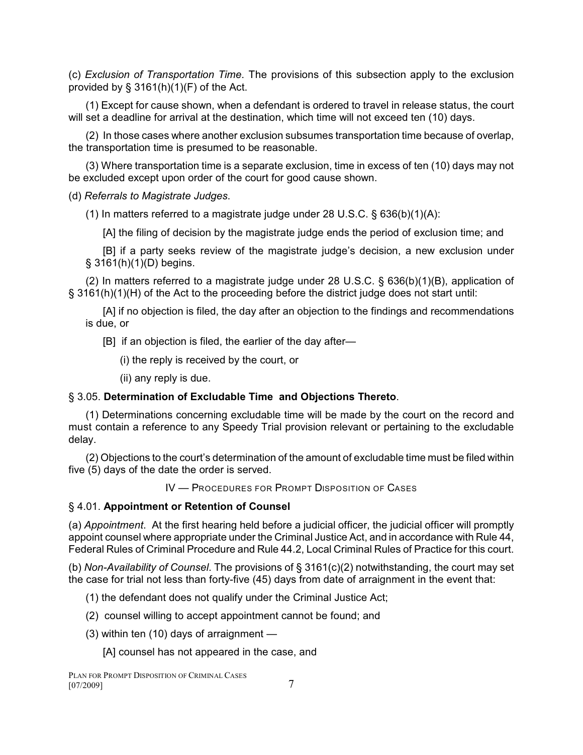(c) *Exclusion of Transportation Time*. The provisions of this subsection apply to the exclusion provided by § 3161(h)(1)(F) of the Act.

(1) Except for cause shown, when a defendant is ordered to travel in release status, the court will set a deadline for arrival at the destination, which time will not exceed ten (10) days.

(2) In those cases where another exclusion subsumes transportation time because of overlap, the transportation time is presumed to be reasonable.

(3) Where transportation time is a separate exclusion, time in excess of ten (10) days may not be excluded except upon order of the court for good cause shown.

(d) *Referrals to Magistrate Judges*.

(1) In matters referred to a magistrate judge under 28 U.S.C. § 636(b)(1)(A):

[A] the filing of decision by the magistrate judge ends the period of exclusion time; and

[B] if a party seeks review of the magistrate judge's decision, a new exclusion under § 3161(h)(1)(D) begins.

(2) In matters referred to a magistrate judge under 28 U.S.C. § 636(b)(1)(B), application of § 3161(h)(1)(H) of the Act to the proceeding before the district judge does not start until:

[A] if no objection is filed, the day after an objection to the findings and recommendations is due, or

[B] if an objection is filed, the earlier of the day after—

(i) the reply is received by the court, or

(ii) any reply is due.

§ 3.05. **Determination of Excludable Time and Objections Thereto**.

(1) Determinations concerning excludable time will be made by the court on the record and must contain a reference to any Speedy Trial provision relevant or pertaining to the excludable delay.

(2) Objections to the court's determination of the amount of excludable time must be filed within five (5) days of the date the order is served.

## IV — PROCEDURES FOR PROMPT DISPOSITION OF CASES

§ 4.01. **Appointment or Retention of Counsel**

(a) *Appointment*. At the first hearing held before a judicial officer, the judicial officer will promptly appoint counsel where appropriate under the Criminal Justice Act, and in accordance with Rule 44, Federal Rules of Criminal Procedure and Rule 44.2, Local Criminal Rules of Practice for this court.

(b) *Non-Availability of Counsel*. The provisions of § 3161(c)(2) notwithstanding, the court may set the case for trial not less than forty-five (45) days from date of arraignment in the event that:

(1) the defendant does not qualify under the Criminal Justice Act;

(2) counsel willing to accept appointment cannot be found; and

(3) within ten (10) days of arraignment —

[A] counsel has not appeared in the case, and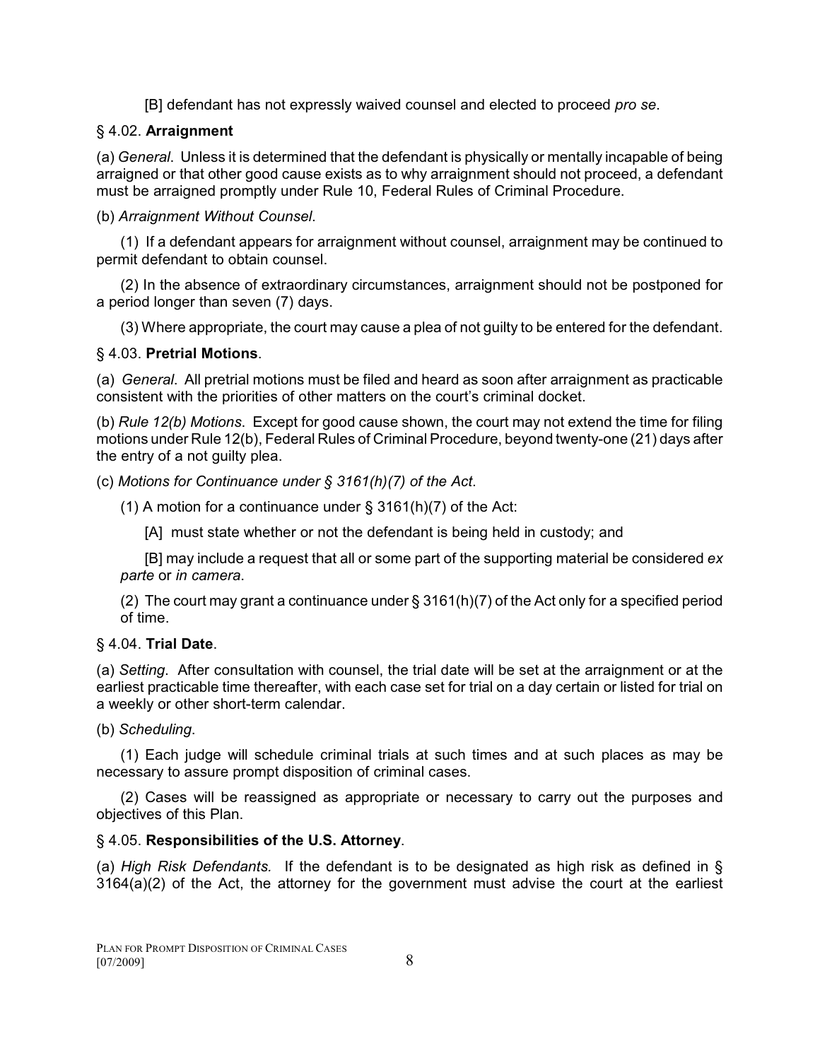[B] defendant has not expressly waived counsel and elected to proceed *pro se*.

§ 4.02. **Arraignment**

(a) *General*. Unless it is determined that the defendant is physically or mentally incapable of being arraigned or that other good cause exists as to why arraignment should not proceed, a defendant must be arraigned promptly under Rule 10, Federal Rules of Criminal Procedure.

(b) *Arraignment Without Counsel*.

(1) If a defendant appears for arraignment without counsel, arraignment may be continued to permit defendant to obtain counsel.

(2) In the absence of extraordinary circumstances, arraignment should not be postponed for a period longer than seven (7) days.

(3) Where appropriate, the court may cause a plea of not guilty to be entered for the defendant.

§ 4.03. **Pretrial Motions**.

(a) *General*. All pretrial motions must be filed and heard as soon after arraignment as practicable consistent with the priorities of other matters on the court's criminal docket.

(b) *Rule 12(b) Motions*. Except for good cause shown, the court may not extend the time for filing motions under Rule 12(b), Federal Rules of Criminal Procedure, beyond twenty-one (21) days after the entry of a not guilty plea.

(c) *Motions for Continuance under § 3161(h)(7) of the Act*.

(1) A motion for a continuance under § 3161(h)(7) of the Act:

[A] must state whether or not the defendant is being held in custody; and

[B] may include a request that all or some part of the supporting material be considered *ex parte* or *in camera*.

(2) The court may grant a continuance under § 3161(h)(7) of the Act only for a specified period of time.

§ 4.04. **Trial Date**.

(a) *Setting*. After consultation with counsel, the trial date will be set at the arraignment or at the earliest practicable time thereafter, with each case set for trial on a day certain or listed for trial on a weekly or other short-term calendar.

(b) *Scheduling*.

(1) Each judge will schedule criminal trials at such times and at such places as may be necessary to assure prompt disposition of criminal cases.

(2) Cases will be reassigned as appropriate or necessary to carry out the purposes and objectives of this Plan.

§ 4.05. **Responsibilities of the U.S. Attorney**.

(a) *High Risk Defendants.* If the defendant is to be designated as high risk as defined in § 3164(a)(2) of the Act, the attorney for the government must advise the court at the earliest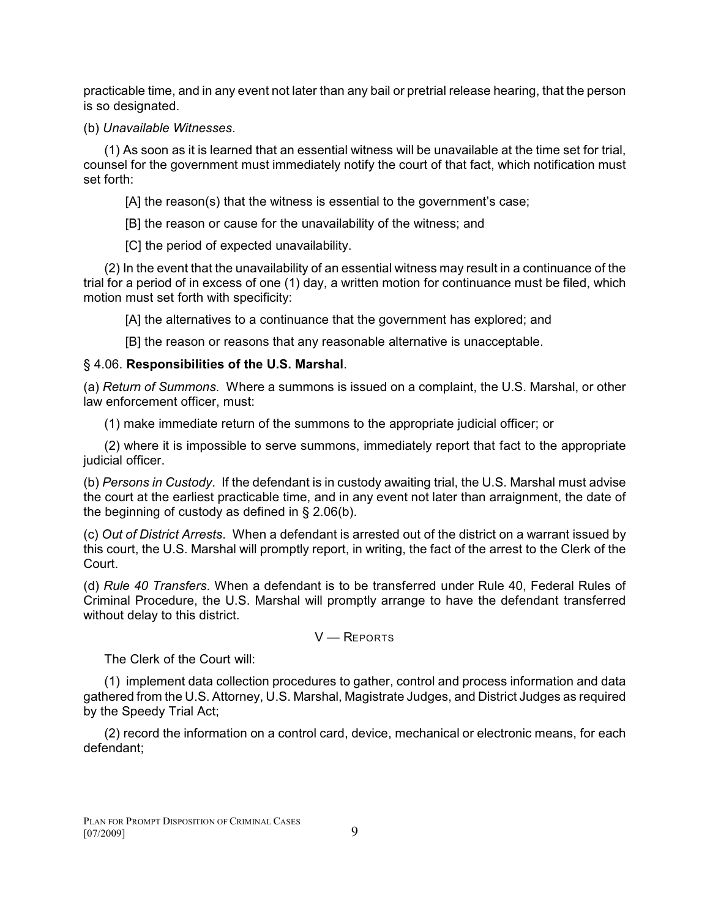practicable time, and in any event not later than any bail or pretrial release hearing, that the person is so designated.

(b) *Unavailable Witnesses*.

(1) As soon as it is learned that an essential witness will be unavailable at the time set for trial, counsel for the government must immediately notify the court of that fact, which notification must set forth:

[A] the reason(s) that the witness is essential to the government's case;

[B] the reason or cause for the unavailability of the witness; and

[C] the period of expected unavailability.

(2) In the event that the unavailability of an essential witness may result in a continuance of the trial for a period of in excess of one (1) day, a written motion for continuance must be filed, which motion must set forth with specificity:

[A] the alternatives to a continuance that the government has explored; and

[B] the reason or reasons that any reasonable alternative is unacceptable.

§ 4.06. **Responsibilities of the U.S. Marshal**.

(a) *Return of Summons*. Where a summons is issued on a complaint, the U.S. Marshal, or other law enforcement officer, must:

(1) make immediate return of the summons to the appropriate judicial officer; or

(2) where it is impossible to serve summons, immediately report that fact to the appropriate judicial officer.

(b) *Persons in Custody*. If the defendant is in custody awaiting trial, the U.S. Marshal must advise the court at the earliest practicable time, and in any event not later than arraignment, the date of the beginning of custody as defined in § 2.06(b).

(c) *Out of District Arrests*. When a defendant is arrested out of the district on a warrant issued by this court, the U.S. Marshal will promptly report, in writing, the fact of the arrest to the Clerk of the Court.

(d) *Rule 40 Transfers*. When a defendant is to be transferred under Rule 40, Federal Rules of Criminal Procedure, the U.S. Marshal will promptly arrange to have the defendant transferred without delay to this district.

## V — REPORTS

The Clerk of the Court will:

(1) implement data collection procedures to gather, control and process information and data gathered from the U.S. Attorney, U.S. Marshal, Magistrate Judges, and District Judges as required by the Speedy Trial Act;

(2) record the information on a control card, device, mechanical or electronic means, for each defendant;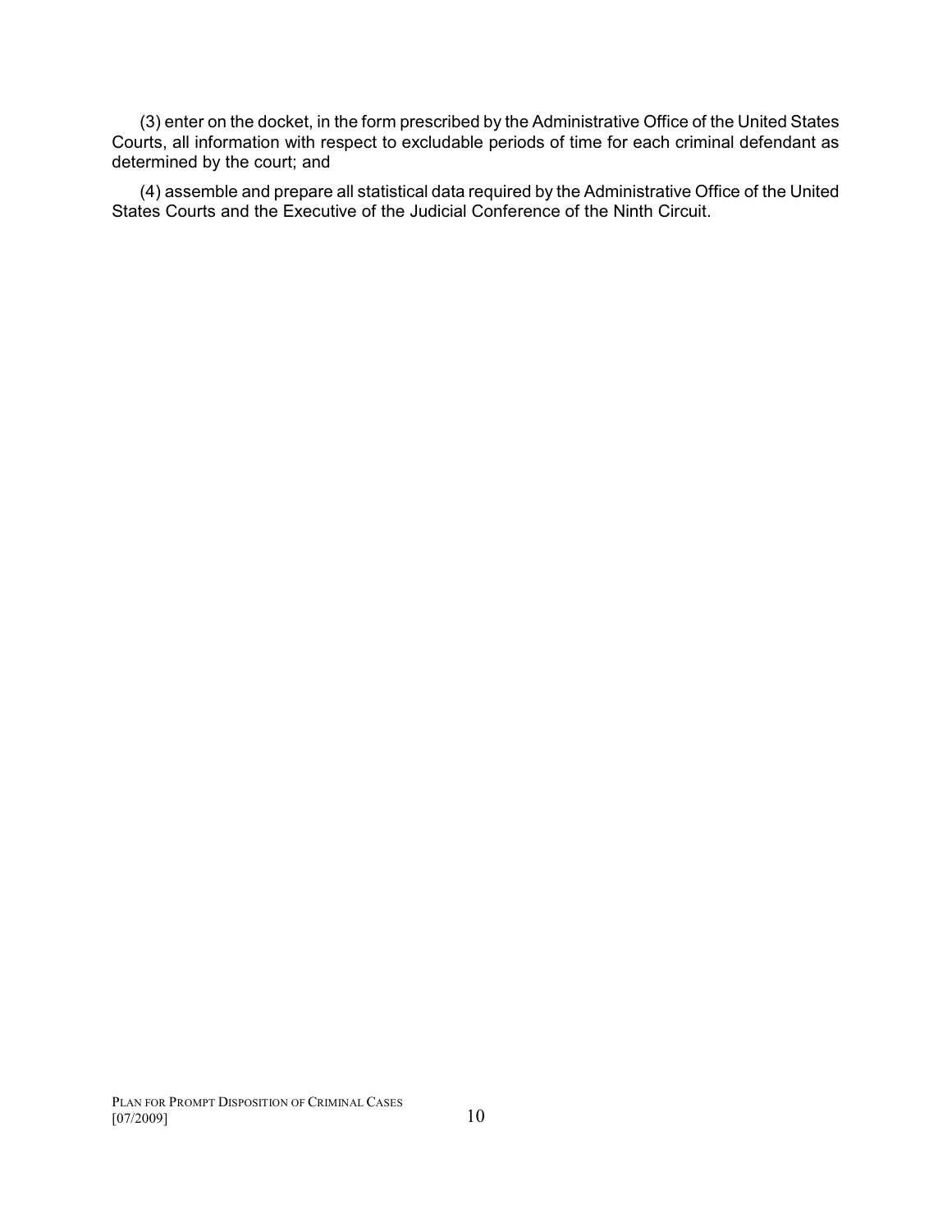(3) enter on the docket, in the form prescribed by the Administrative Office of the United States Courts, all information with respect to excludable periods of time for each criminal defendant as determined by the court; and

(4) assemble and prepare all statistical data required by the Administrative Office of the United States Courts and the Executive of the Judicial Conference of the Ninth Circuit.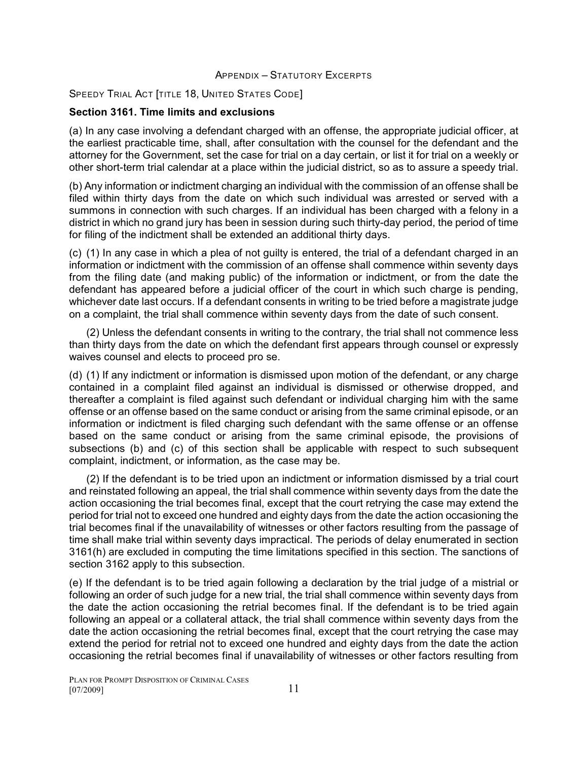## Appendix – Statutory Excerpts

Speedy Trial Act [title 18, United States Code]

### Section 3161. Time limits and exclusions

(a) In any case involving a defendant charged with an offense, the appropriate judicial officer, at the earliest practicable time, shall, after consultation with the counsel for the defendant and the attorney for the Government, set the case for trial on a day certain, or list it for trial on a weekly or other short-term trial calendar at a place within the judicial district, so as to assure a speedy trial.

(b) Any information or indictment charging an individual with the commission of an offense shall be filed within thirty days from the date on which such individual was arrested or served with a summons in connection with such charges. If an individual has been charged with a felony in a district in which no grand jury has been in session during such thirty-day period, the period of time for filing of the indictment shall be extended an additional thirty days.

(c) (1) In any case in which a plea of not guilty is entered, the trial of a defendant charged in an information or indictment with the commission of an offense shall commence within seventy days from the filing date (and making public) of the information or indictment, or from the date the defendant has appeared before a judicial officer of the court in which such charge is pending, whichever date last occurs. If a defendant consents in writing to be tried before a magistrate judge on a complaint, the trial shall commence within seventy days from the date of such consent.

(2) Unless the defendant consents in writing to the contrary, the trial shall not commence less than thirty days from the date on which the defendant first appears through counsel or expressly waives counsel and elects to proceed pro se.

(d) (1) If any indictment or information is dismissed upon motion of the defendant, or any charge contained in a complaint filed against an individual is dismissed or otherwise dropped, and thereafter a complaint is filed against such defendant or individual charging him with the same offense or an offense based on the same conduct or arising from the same criminal episode, or an information or indictment is filed charging such defendant with the same offense or an offense based on the same conduct or arising from the same criminal episode, the provisions of subsections (b) and (c) of this section shall be applicable with respect to such subsequent complaint, indictment, or information, as the case may be.

(2) If the defendant is to be tried upon an indictment or information dismissed by a trial court and reinstated following an appeal, the trial shall commence within seventy days from the date the action occasioning the trial becomes final, except that the court retrying the case may extend the period for trial not to exceed one hundred and eighty days from the date the action occasioning the trial becomes final if the unavailability of witnesses or other factors resulting from the passage of time shall make trial within seventy days impractical. The periods of delay enumerated in section 3161(h) are excluded in computing the time limitations specified in this section. The sanctions of section 3162 apply to this subsection.

(e) If the defendant is to be tried again following a declaration by the trial judge of a mistrial or following an order of such judge for a new trial, the trial shall commence within seventy days from the date the action occasioning the retrial becomes final. If the defendant is to be tried again following an appeal or a collateral attack, the trial shall commence within seventy days from the date the action occasioning the retrial becomes final, except that the court retrying the case may extend the period for retrial not to exceed one hundred and eighty days from the date the action occasioning the retrial becomes final if unavailability of witnesses or other factors resulting from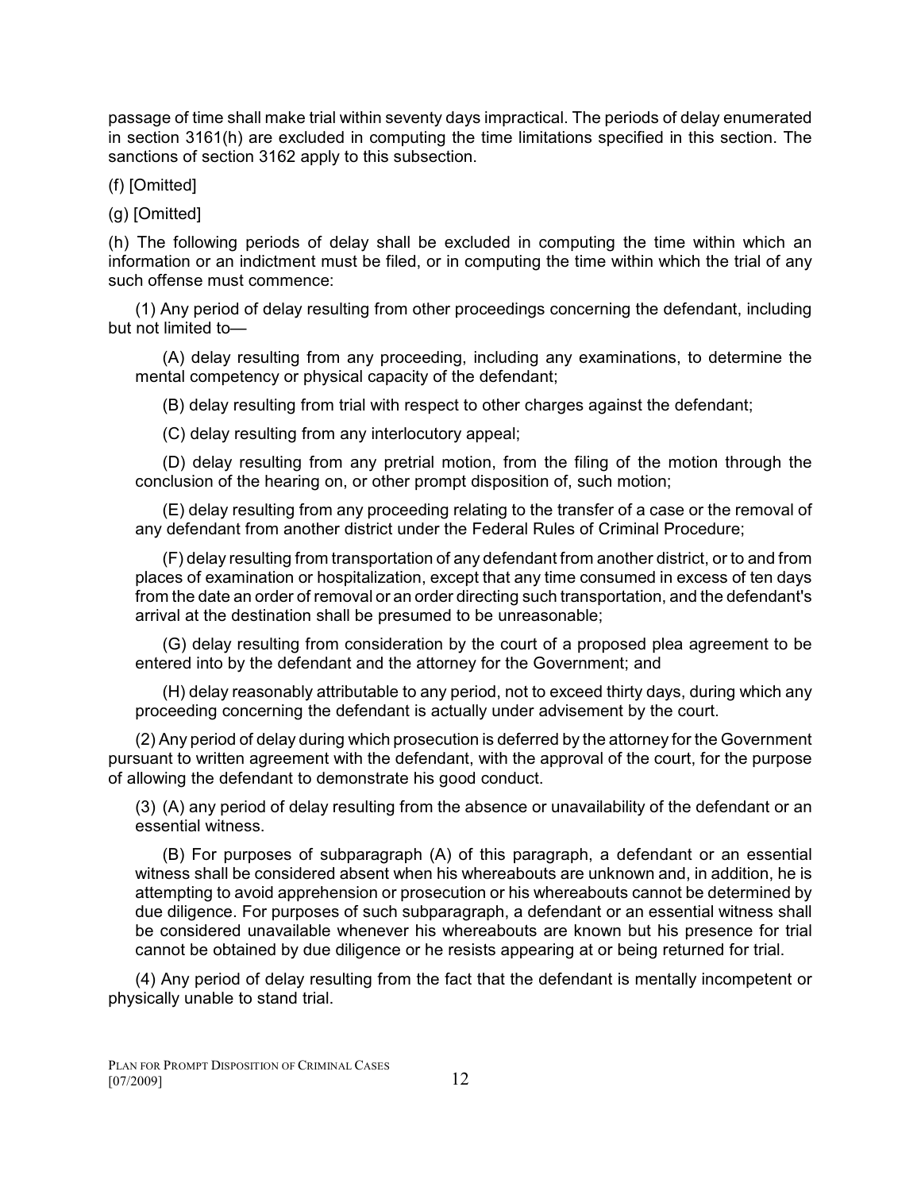passage of time shall make trial within seventy days impractical. The periods of delay enumerated in section 3161(h) are excluded in computing the time limitations specified in this section. The sanctions of section 3162 apply to this subsection.

(f) [Omitted]

(g) [Omitted]

(h) The following periods of delay shall be excluded in computing the time within which an information or an indictment must be filed, or in computing the time within which the trial of any such offense must commence:

(1) Any period of delay resulting from other proceedings concerning the defendant, including but not limited to—

(A) delay resulting from any proceeding, including any examinations, to determine the mental competency or physical capacity of the defendant;

(B) delay resulting from trial with respect to other charges against the defendant;

(C) delay resulting from any interlocutory appeal;

(D) delay resulting from any pretrial motion, from the filing of the motion through the conclusion of the hearing on, or other prompt disposition of, such motion;

(E) delay resulting from any proceeding relating to the transfer of a case or the removal of any defendant from another district under the Federal Rules of Criminal Procedure;

(F) delay resulting from transportation of any defendant from another district, or to and from places of examination or hospitalization, except that any time consumed in excess of ten days from the date an order of removal or an order directing such transportation, and the defendant's arrival at the destination shall be presumed to be unreasonable;

(G) delay resulting from consideration by the court of a proposed plea agreement to be entered into by the defendant and the attorney for the Government; and

(H) delay reasonably attributable to any period, not to exceed thirty days, during which any proceeding concerning the defendant is actually under advisement by the court.

(2) Any period of delay during which prosecution is deferred by the attorney for the Government pursuant to written agreement with the defendant, with the approval of the court, for the purpose of allowing the defendant to demonstrate his good conduct.

(3) (A) any period of delay resulting from the absence or unavailability of the defendant or an essential witness.

(B) For purposes of subparagraph (A) of this paragraph, a defendant or an essential witness shall be considered absent when his whereabouts are unknown and, in addition, he is attempting to avoid apprehension or prosecution or his whereabouts cannot be determined by due diligence. For purposes of such subparagraph, a defendant or an essential witness shall be considered unavailable whenever his whereabouts are known but his presence for trial cannot be obtained by due diligence or he resists appearing at or being returned for trial.

(4) Any period of delay resulting from the fact that the defendant is mentally incompetent or physically unable to stand trial.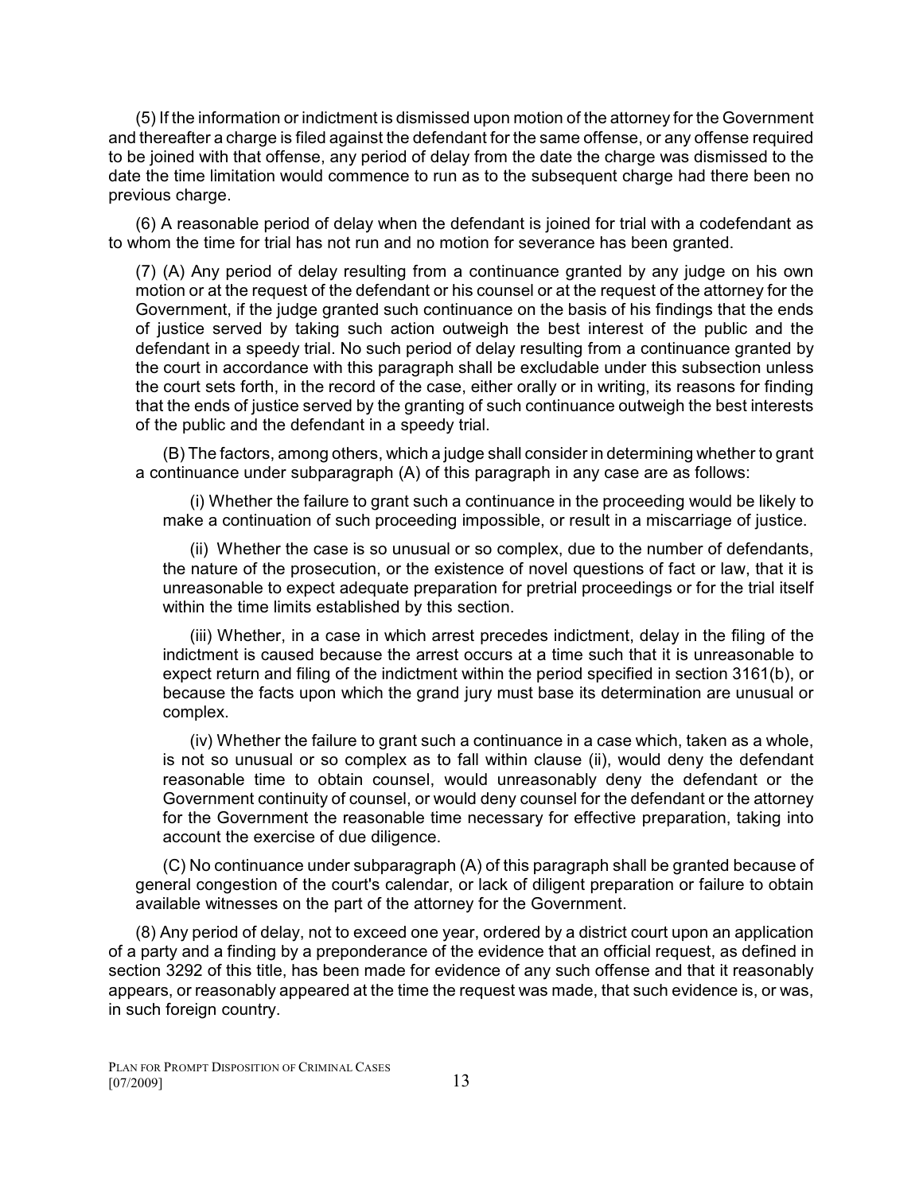(5) If the information or indictment is dismissed upon motion of the attorney for the Government and thereafter a charge is filed against the defendant for the same offense, or any offense required to be joined with that offense, any period of delay from the date the charge was dismissed to the date the time limitation would commence to run as to the subsequent charge had there been no previous charge.

(6) A reasonable period of delay when the defendant is joined for trial with a codefendant as to whom the time for trial has not run and no motion for severance has been granted.

(7) (A) Any period of delay resulting from a continuance granted by any judge on his own motion or at the request of the defendant or his counsel or at the request of the attorney for the Government, if the judge granted such continuance on the basis of his findings that the ends of justice served by taking such action outweigh the best interest of the public and the defendant in a speedy trial. No such period of delay resulting from a continuance granted by the court in accordance with this paragraph shall be excludable under this subsection unless the court sets forth, in the record of the case, either orally or in writing, its reasons for finding that the ends of justice served by the granting of such continuance outweigh the best interests of the public and the defendant in a speedy trial.

(B) The factors, among others, which a judge shall consider in determining whether to grant a continuance under subparagraph (A) of this paragraph in any case are as follows:

(i) Whether the failure to grant such a continuance in the proceeding would be likely to make a continuation of such proceeding impossible, or result in a miscarriage of justice.

(ii) Whether the case is so unusual or so complex, due to the number of defendants, the nature of the prosecution, or the existence of novel questions of fact or law, that it is unreasonable to expect adequate preparation for pretrial proceedings or for the trial itself within the time limits established by this section.

(iii) Whether, in a case in which arrest precedes indictment, delay in the filing of the indictment is caused because the arrest occurs at a time such that it is unreasonable to expect return and filing of the indictment within the period specified in section 3161(b), or because the facts upon which the grand jury must base its determination are unusual or complex.

(iv) Whether the failure to grant such a continuance in a case which, taken as a whole, is not so unusual or so complex as to fall within clause (ii), would deny the defendant reasonable time to obtain counsel, would unreasonably deny the defendant or the Government continuity of counsel, or would deny counsel for the defendant or the attorney for the Government the reasonable time necessary for effective preparation, taking into account the exercise of due diligence.

(C) No continuance under subparagraph (A) of this paragraph shall be granted because of general congestion of the court's calendar, or lack of diligent preparation or failure to obtain available witnesses on the part of the attorney for the Government.

(8) Any period of delay, not to exceed one year, ordered by a district court upon an application of a party and a finding by a preponderance of the evidence that an official request, as defined in section 3292 of this title, has been made for evidence of any such offense and that it reasonably appears, or reasonably appeared at the time the request was made, that such evidence is, or was, in such foreign country.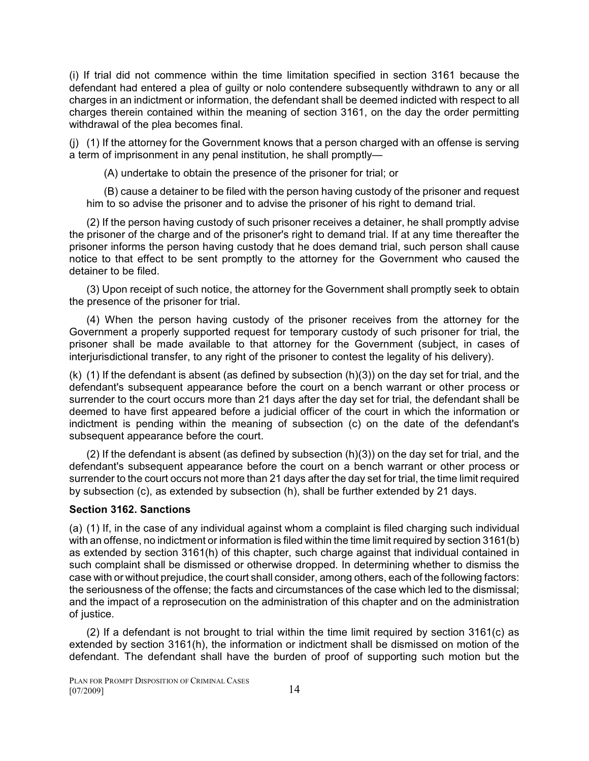(i) If trial did not commence within the time limitation specified in section 3161 because the defendant had entered a plea of guilty or nolo contendere subsequently withdrawn to any or all charges in an indictment or information, the defendant shall be deemed indicted with respect to all charges therein contained within the meaning of section 3161, on the day the order permitting withdrawal of the plea becomes final.

(j) (1) If the attorney for the Government knows that a person charged with an offense is serving a term of imprisonment in any penal institution, he shall promptly—

(A) undertake to obtain the presence of the prisoner for trial; or

(B) cause a detainer to be filed with the person having custody of the prisoner and request him to so advise the prisoner and to advise the prisoner of his right to demand trial.

(2) If the person having custody of such prisoner receives a detainer, he shall promptly advise the prisoner of the charge and of the prisoner's right to demand trial. If at any time thereafter the prisoner informs the person having custody that he does demand trial, such person shall cause notice to that effect to be sent promptly to the attorney for the Government who caused the detainer to be filed.

(3) Upon receipt of such notice, the attorney for the Government shall promptly seek to obtain the presence of the prisoner for trial.

(4) When the person having custody of the prisoner receives from the attorney for the Government a properly supported request for temporary custody of such prisoner for trial, the prisoner shall be made available to that attorney for the Government (subject, in cases of interjurisdictional transfer, to any right of the prisoner to contest the legality of his delivery).

(k) (1) If the defendant is absent (as defined by subsection (h)(3)) on the day set for trial, and the defendant's subsequent appearance before the court on a bench warrant or other process or surrender to the court occurs more than 21 days after the day set for trial, the defendant shall be deemed to have first appeared before a judicial officer of the court in which the information or indictment is pending within the meaning of subsection (c) on the date of the defendant's subsequent appearance before the court.

(2) If the defendant is absent (as defined by subsection (h)(3)) on the day set for trial, and the defendant's subsequent appearance before the court on a bench warrant or other process or surrender to the court occurs not more than 21 days after the day set for trial, the time limit required by subsection (c), as extended by subsection (h), shall be further extended by 21 days.

### Section 3162. Sanctions

(a) (1) If, in the case of any individual against whom a complaint is filed charging such individual with an offense, no indictment or information is filed within the time limit required by section 3161(b) as extended by section 3161(h) of this chapter, such charge against that individual contained in such complaint shall be dismissed or otherwise dropped. In determining whether to dismiss the case with or without prejudice, the court shall consider, among others, each of the following factors: the seriousness of the offense; the facts and circumstances of the case which led to the dismissal; and the impact of a reprosecution on the administration of this chapter and on the administration of justice.

(2) If a defendant is not brought to trial within the time limit required by section 3161(c) as extended by section 3161(h), the information or indictment shall be dismissed on motion of the defendant. The defendant shall have the burden of proof of supporting such motion but the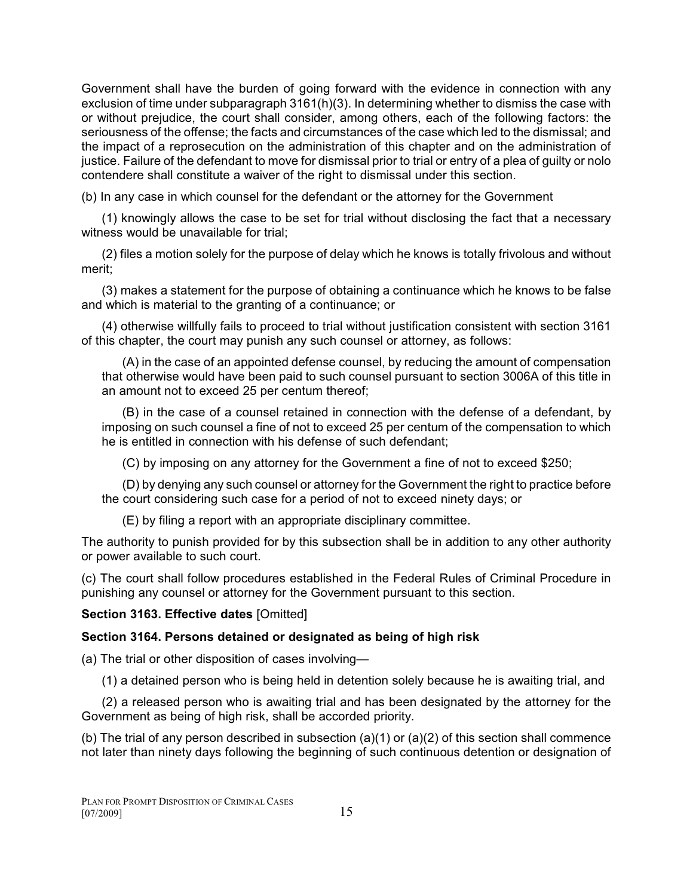Government shall have the burden of going forward with the evidence in connection with any exclusion of time under subparagraph 3161(h)(3). In determining whether to dismiss the case with or without prejudice, the court shall consider, among others, each of the following factors: the seriousness of the offense; the facts and circumstances of the case which led to the dismissal; and the impact of a reprosecution on the administration of this chapter and on the administration of justice. Failure of the defendant to move for dismissal prior to trial or entry of a plea of guilty or nolo contendere shall constitute a waiver of the right to dismissal under this section.

(b) In any case in which counsel for the defendant or the attorney for the Government

(1) knowingly allows the case to be set for trial without disclosing the fact that a necessary witness would be unavailable for trial;

(2) files a motion solely for the purpose of delay which he knows is totally frivolous and without merit;

(3) makes a statement for the purpose of obtaining a continuance which he knows to be false and which is material to the granting of a continuance; or

(4) otherwise willfully fails to proceed to trial without justification consistent with section 3161 of this chapter, the court may punish any such counsel or attorney, as follows:

(A) in the case of an appointed defense counsel, by reducing the amount of compensation that otherwise would have been paid to such counsel pursuant to section 3006A of this title in an amount not to exceed 25 per centum thereof;

(B) in the case of a counsel retained in connection with the defense of a defendant, by imposing on such counsel a fine of not to exceed 25 per centum of the compensation to which he is entitled in connection with his defense of such defendant;

(C) by imposing on any attorney for the Government a fine of not to exceed $250;

(D) by denying any such counsel or attorney for the Government the right to practice before the court considering such case for a period of not to exceed ninety days; or

(E) by filing a report with an appropriate disciplinary committee.

The authority to punish provided for by this subsection shall be in addition to any other authority or power available to such court.

(c) The court shall follow procedures established in the Federal Rules of Criminal Procedure in punishing any counsel or attorney for the Government pursuant to this section.

**Section 3163. Effective dates** [Omitted]

**Section 3164. Persons detained or designated as being of high risk**

(a) The trial or other disposition of cases involving—

(1) a detained person who is being held in detention solely because he is awaiting trial, and

(2) a released person who is awaiting trial and has been designated by the attorney for the Government as being of high risk, shall be accorded priority.

(b) The trial of any person described in subsection (a)(1) or (a)(2) of this section shall commence not later than ninety days following the beginning of such continuous detention or designation of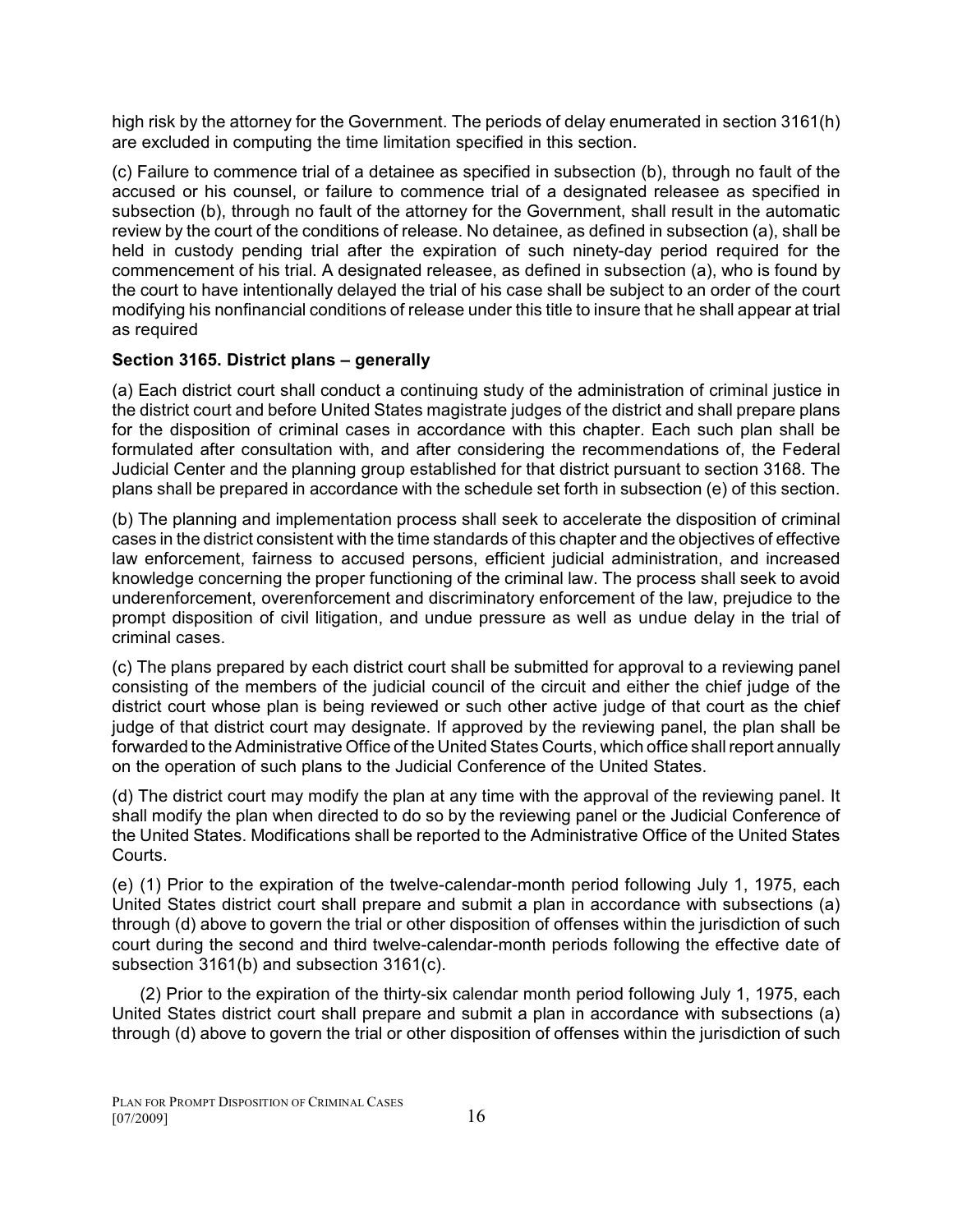high risk by the attorney for the Government. The periods of delay enumerated in section 3161(h) are excluded in computing the time limitation specified in this section.

(c) Failure to commence trial of a detainee as specified in subsection (b), through no fault of the accused or his counsel, or failure to commence trial of a designated releasee as specified in subsection (b), through no fault of the attorney for the Government, shall result in the automatic review by the court of the conditions of release. No detainee, as defined in subsection (a), shall be held in custody pending trial after the expiration of such ninety-day period required for the commencement of his trial. A designated releasee, as defined in subsection (a), who is found by the court to have intentionally delayed the trial of his case shall be subject to an order of the court modifying his nonfinancial conditions of release under this title to insure that he shall appear at trial as required

**Section 3165. District plans – generally**

(a) Each district court shall conduct a continuing study of the administration of criminal justice in the district court and before United States magistrate judges of the district and shall prepare plans for the disposition of criminal cases in accordance with this chapter. Each such plan shall be formulated after consultation with, and after considering the recommendations of, the Federal Judicial Center and the planning group established for that district pursuant to section 3168. The plans shall be prepared in accordance with the schedule set forth in subsection (e) of this section.

(b) The planning and implementation process shall seek to accelerate the disposition of criminal cases in the district consistent with the time standards of this chapter and the objectives of effective law enforcement, fairness to accused persons, efficient judicial administration, and increased knowledge concerning the proper functioning of the criminal law. The process shall seek to avoid underenforcement, overenforcement and discriminatory enforcement of the law, prejudice to the prompt disposition of civil litigation, and undue pressure as well as undue delay in the trial of criminal cases.

(c) The plans prepared by each district court shall be submitted for approval to a reviewing panel consisting of the members of the judicial council of the circuit and either the chief judge of the district court whose plan is being reviewed or such other active judge of that court as the chief judge of that district court may designate. If approved by the reviewing panel, the plan shall be forwarded to the Administrative Office of the United States Courts, which office shall report annually on the operation of such plans to the Judicial Conference of the United States.

(d) The district court may modify the plan at any time with the approval of the reviewing panel. It shall modify the plan when directed to do so by the reviewing panel or the Judicial Conference of the United States. Modifications shall be reported to the Administrative Office of the United States Courts.

(e) (1) Prior to the expiration of the twelve-calendar-month period following July 1, 1975, each United States district court shall prepare and submit a plan in accordance with subsections (a) through (d) above to govern the trial or other disposition of offenses within the jurisdiction of such court during the second and third twelve-calendar-month periods following the effective date of subsection 3161(b) and subsection 3161(c).

(2) Prior to the expiration of the thirty-six calendar month period following July 1, 1975, each United States district court shall prepare and submit a plan in accordance with subsections (a) through (d) above to govern the trial or other disposition of offenses within the jurisdiction of such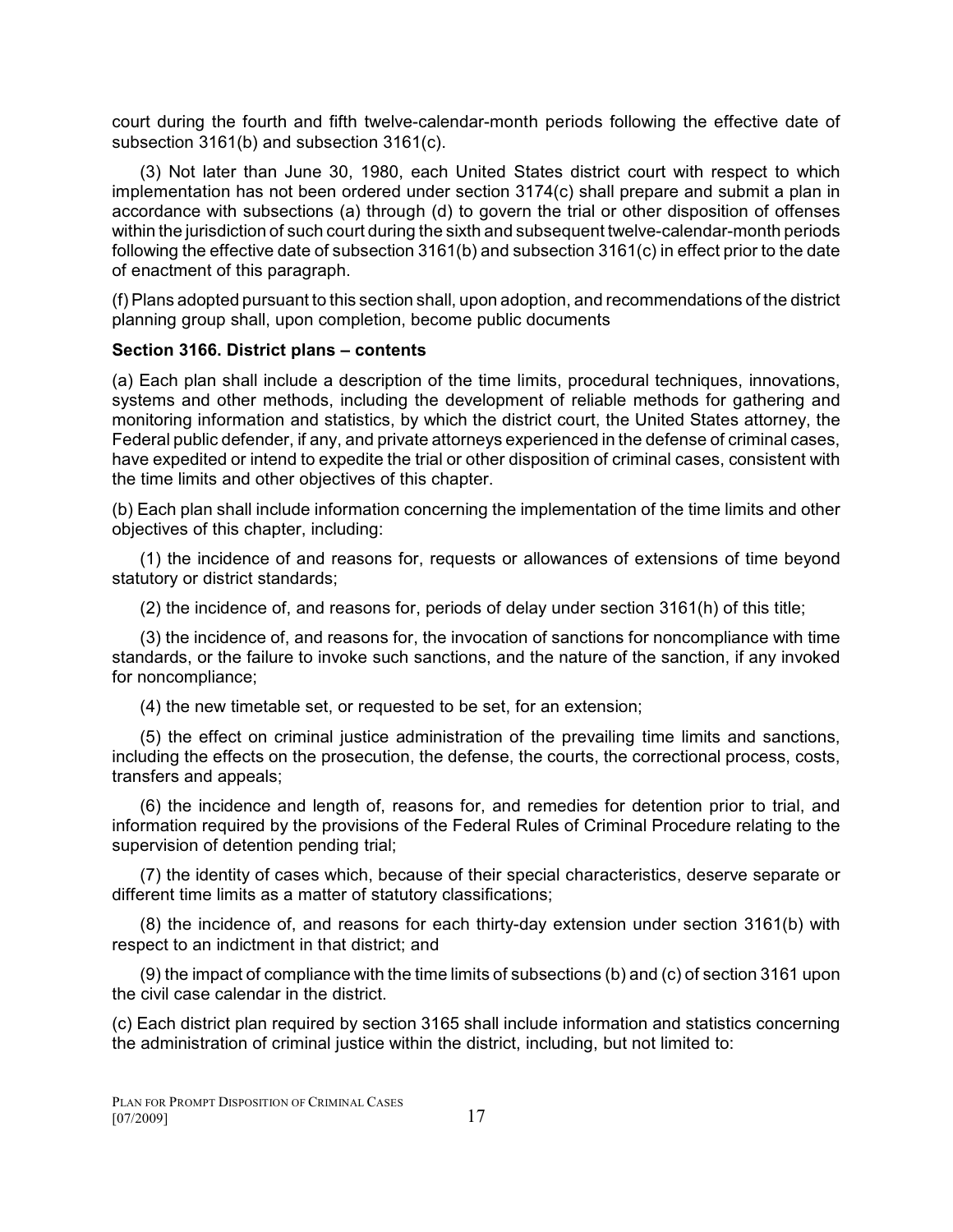court during the fourth and fifth twelve-calendar-month periods following the effective date of subsection 3161(b) and subsection 3161(c).

(3) Not later than June 30, 1980, each United States district court with respect to which implementation has not been ordered under section 3174(c) shall prepare and submit a plan in accordance with subsections (a) through (d) to govern the trial or other disposition of offenses within the jurisdiction of such court during the sixth and subsequent twelve-calendar-month periods following the effective date of subsection 3161(b) and subsection 3161(c) in effect prior to the date of enactment of this paragraph.

(f) Plans adopted pursuant to this section shall, upon adoption, and recommendations of the district planning group shall, upon completion, become public documents

**Section 3166. District plans – contents**

(a) Each plan shall include a description of the time limits, procedural techniques, innovations, systems and other methods, including the development of reliable methods for gathering and monitoring information and statistics, by which the district court, the United States attorney, the Federal public defender, if any, and private attorneys experienced in the defense of criminal cases, have expedited or intend to expedite the trial or other disposition of criminal cases, consistent with the time limits and other objectives of this chapter.

(b) Each plan shall include information concerning the implementation of the time limits and other objectives of this chapter, including:

(1) the incidence of and reasons for, requests or allowances of extensions of time beyond statutory or district standards;

(2) the incidence of, and reasons for, periods of delay under section 3161(h) of this title;

(3) the incidence of, and reasons for, the invocation of sanctions for noncompliance with time standards, or the failure to invoke such sanctions, and the nature of the sanction, if any invoked for noncompliance;

(4) the new timetable set, or requested to be set, for an extension;

(5) the effect on criminal justice administration of the prevailing time limits and sanctions, including the effects on the prosecution, the defense, the courts, the correctional process, costs, transfers and appeals;

(6) the incidence and length of, reasons for, and remedies for detention prior to trial, and information required by the provisions of the Federal Rules of Criminal Procedure relating to the supervision of detention pending trial;

(7) the identity of cases which, because of their special characteristics, deserve separate or different time limits as a matter of statutory classifications;

(8) the incidence of, and reasons for each thirty-day extension under section 3161(b) with respect to an indictment in that district; and

(9) the impact of compliance with the time limits of subsections (b) and (c) of section 3161 upon the civil case calendar in the district.

(c) Each district plan required by section 3165 shall include information and statistics concerning the administration of criminal justice within the district, including, but not limited to: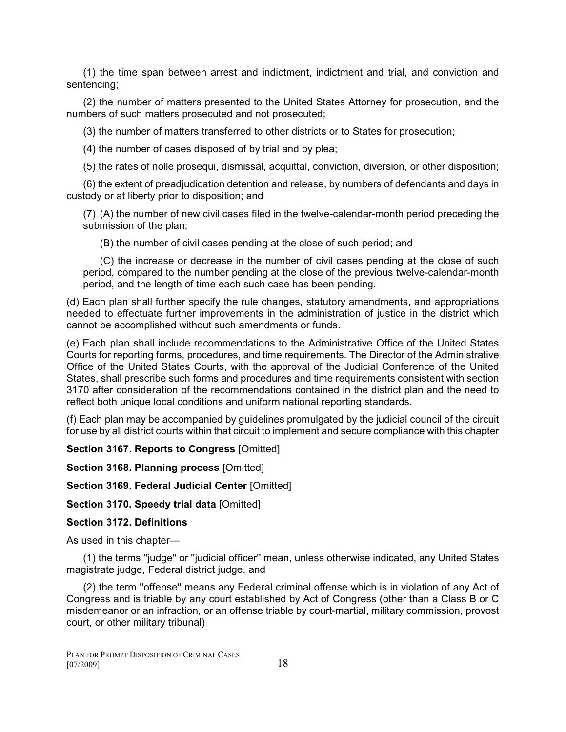(1) the time span between arrest and indictment, indictment and trial, and conviction and sentencing;

(2) the number of matters presented to the United States Attorney for prosecution, and the numbers of such matters prosecuted and not prosecuted;

(3) the number of matters transferred to other districts or to States for prosecution;

(4) the number of cases disposed of by trial and by plea;

(5) the rates of nolle prosequi, dismissal, acquittal, conviction, diversion, or other disposition;

(6) the extent of preadjudication detention and release, by numbers of defendants and days in custody or at liberty prior to disposition; and

(7) (A) the number of new civil cases filed in the twelve-calendar-month period preceding the submission of the plan;

(B) the number of civil cases pending at the close of such period; and

(C) the increase or decrease in the number of civil cases pending at the close of such period, compared to the number pending at the close of the previous twelve-calendar-month period, and the length of time each such case has been pending.

(d) Each plan shall further specify the rule changes, statutory amendments, and appropriations needed to effectuate further improvements in the administration of justice in the district which cannot be accomplished without such amendments or funds.

(e) Each plan shall include recommendations to the Administrative Office of the United States Courts for reporting forms, procedures, and time requirements. The Director of the Administrative Office of the United States Courts, with the approval of the Judicial Conference of the United States, shall prescribe such forms and procedures and time requirements consistent with section 3170 after consideration of the recommendations contained in the district plan and the need to reflect both unique local conditions and uniform national reporting standards.

(f) Each plan may be accompanied by guidelines promulgated by the judicial council of the circuit for use by all district courts within that circuit to implement and secure compliance with this chapter

**Section 3167. Reports to Congress** [Omitted]

**Section 3168. Planning process** [Omitted]

**Section 3169. Federal Judicial Center** [Omitted]

**Section 3170. Speedy trial data** [Omitted]

**Section 3172. Definitions**

As used in this chapter—

(1) the terms ''judge'' or ''judicial officer'' mean, unless otherwise indicated, any United States magistrate judge, Federal district judge, and

(2) the term ''offense'' means any Federal criminal offense which is in violation of any Act of Congress and is triable by any court established by Act of Congress (other than a Class B or C misdemeanor or an infraction, or an offense triable by court-martial, military commission, provost court, or other military tribunal)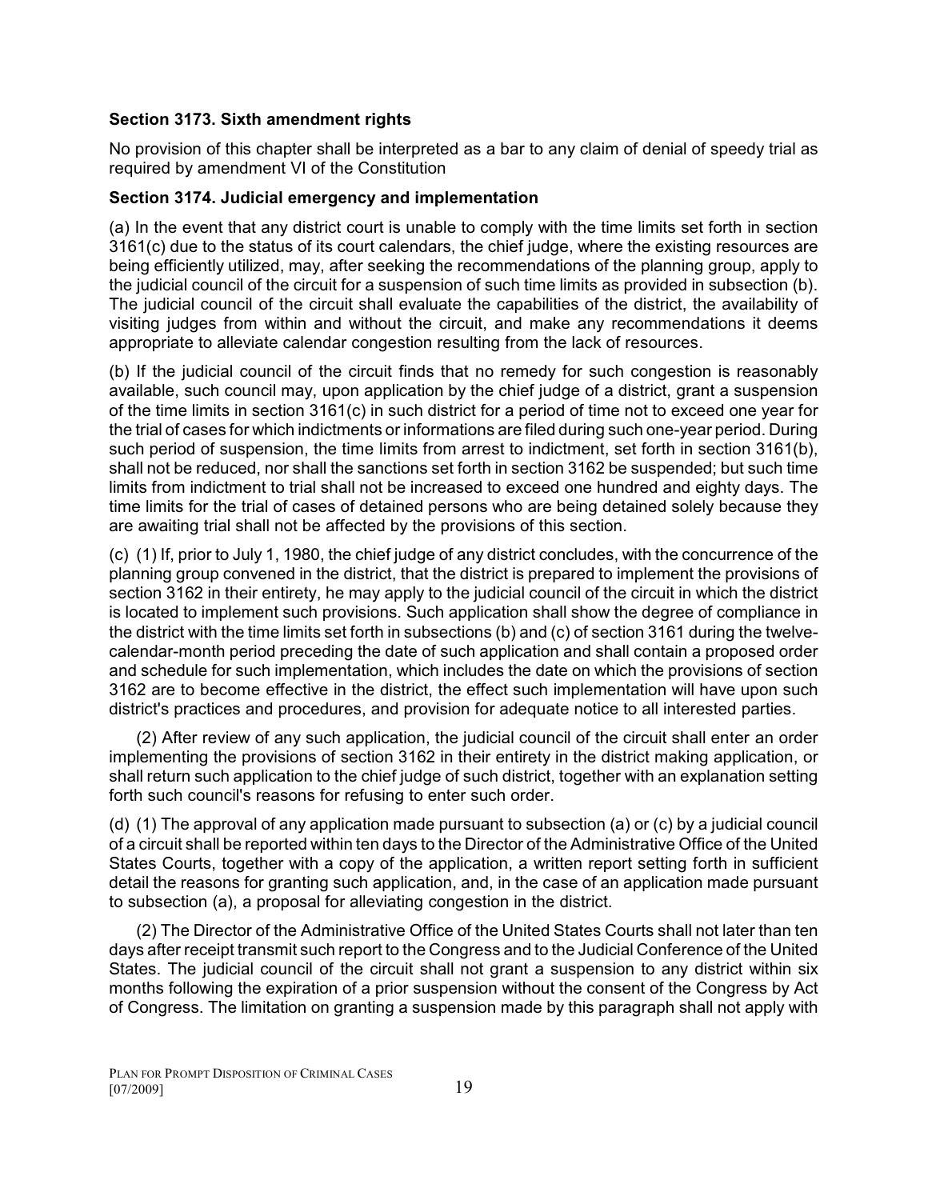**Section 3173. Sixth amendment rights**

No provision of this chapter shall be interpreted as a bar to any claim of denial of speedy trial as required by amendment VI of the Constitution

**Section 3174. Judicial emergency and implementation**

(a) In the event that any district court is unable to comply with the time limits set forth in section 3161(c) due to the status of its court calendars, the chief judge, where the existing resources are being efficiently utilized, may, after seeking the recommendations of the planning group, apply to the judicial council of the circuit for a suspension of such time limits as provided in subsection (b). The judicial council of the circuit shall evaluate the capabilities of the district, the availability of visiting judges from within and without the circuit, and make any recommendations it deems appropriate to alleviate calendar congestion resulting from the lack of resources.

(b) If the judicial council of the circuit finds that no remedy for such congestion is reasonably available, such council may, upon application by the chief judge of a district, grant a suspension of the time limits in section 3161(c) in such district for a period of time not to exceed one year for the trial of cases for which indictments or informations are filed during such one-year period. During such period of suspension, the time limits from arrest to indictment, set forth in section 3161(b), shall not be reduced, nor shall the sanctions set forth in section 3162 be suspended; but such time limits from indictment to trial shall not be increased to exceed one hundred and eighty days. The time limits for the trial of cases of detained persons who are being detained solely because they are awaiting trial shall not be affected by the provisions of this section.

(c) (1) If, prior to July 1, 1980, the chief judge of any district concludes, with the concurrence of the planning group convened in the district, that the district is prepared to implement the provisions of section 3162 in their entirety, he may apply to the judicial council of the circuit in which the district is located to implement such provisions. Such application shall show the degree of compliance in the district with the time limits set forth in subsections (b) and (c) of section 3161 during the twelve-calendar-month period preceding the date of such application and shall contain a proposed order and schedule for such implementation, which includes the date on which the provisions of section 3162 are to become effective in the district, the effect such implementation will have upon such district's practices and procedures, and provision for adequate notice to all interested parties.

(2) After review of any such application, the judicial council of the circuit shall enter an order implementing the provisions of section 3162 in their entirety in the district making application, or shall return such application to the chief judge of such district, together with an explanation setting forth such council's reasons for refusing to enter such order.

(d) (1) The approval of any application made pursuant to subsection (a) or (c) by a judicial council of a circuit shall be reported within ten days to the Director of the Administrative Office of the United States Courts, together with a copy of the application, a written report setting forth in sufficient detail the reasons for granting such application, and, in the case of an application made pursuant to subsection (a), a proposal for alleviating congestion in the district.

(2) The Director of the Administrative Office of the United States Courts shall not later than ten days after receipt transmit such report to the Congress and to the Judicial Conference of the United States. The judicial council of the circuit shall not grant a suspension to any district within six months following the expiration of a prior suspension without the consent of the Congress by Act of Congress. The limitation on granting a suspension made by this paragraph shall not apply with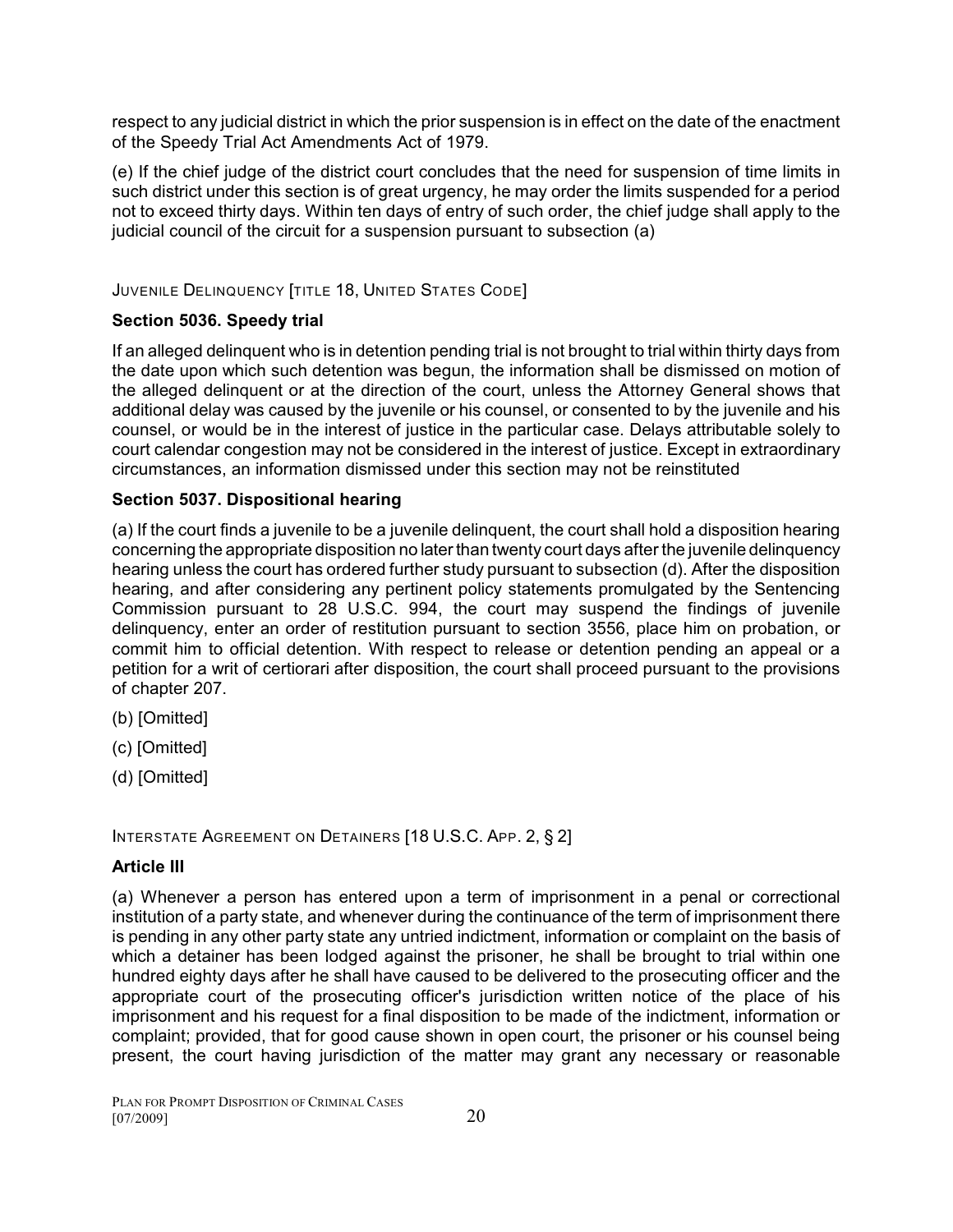respect to any judicial district in which the prior suspension is in effect on the date of the enactment of the Speedy Trial Act Amendments Act of 1979.

(e) If the chief judge of the district court concludes that the need for suspension of time limits in such district under this section is of great urgency, he may order the limits suspended for a period not to exceed thirty days. Within ten days of entry of such order, the chief judge shall apply to the judicial council of the circuit for a suspension pursuant to subsection (a)

## JUVENILE DELINQUENCY [TITLE 18, UNITED STATES CODE]

### Section 5036. Speedy trial

If an alleged delinquent who is in detention pending trial is not brought to trial within thirty days from the date upon which such detention was begun, the information shall be dismissed on motion of the alleged delinquent or at the direction of the court, unless the Attorney General shows that additional delay was caused by the juvenile or his counsel, or consented to by the juvenile and his counsel, or would be in the interest of justice in the particular case. Delays attributable solely to court calendar congestion may not be considered in the interest of justice. Except in extraordinary circumstances, an information dismissed under this section may not be reinstituted

### Section 5037. Dispositional hearing

(a) If the court finds a juvenile to be a juvenile delinquent, the court shall hold a disposition hearing concerning the appropriate disposition no later than twenty court days after the juvenile delinquency hearing unless the court has ordered further study pursuant to subsection (d). After the disposition hearing, and after considering any pertinent policy statements promulgated by the Sentencing Commission pursuant to 28 U.S.C. 994, the court may suspend the findings of juvenile delinquency, enter an order of restitution pursuant to section 3556, place him on probation, or commit him to official detention. With respect to release or detention pending an appeal or a petition for a writ of certiorari after disposition, the court shall proceed pursuant to the provisions of chapter 207.

(b) [Omitted]

(c) [Omitted]

(d) [Omitted]

## INTERSTATE AGREEMENT ON DETAINERS [18 U.S.C. APP. 2, § 2]

### Article III

(a) Whenever a person has entered upon a term of imprisonment in a penal or correctional institution of a party state, and whenever during the continuance of the term of imprisonment there is pending in any other party state any untried indictment, information or complaint on the basis of which a detainer has been lodged against the prisoner, he shall be brought to trial within one hundred eighty days after he shall have caused to be delivered to the prosecuting officer and the appropriate court of the prosecuting officer's jurisdiction written notice of the place of his imprisonment and his request for a final disposition to be made of the indictment, information or complaint; provided, that for good cause shown in open court, the prisoner or his counsel being present, the court having jurisdiction of the matter may grant any necessary or reasonable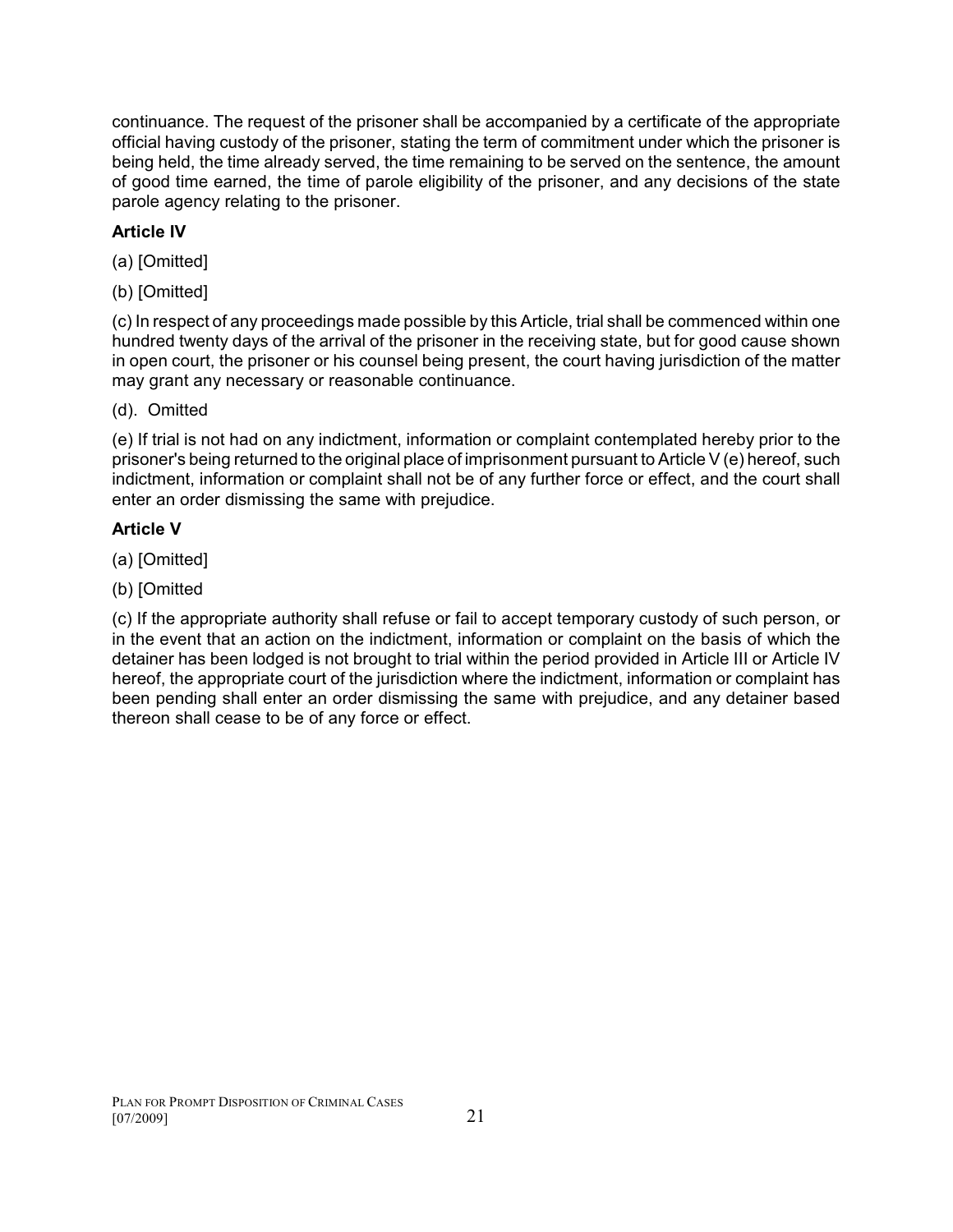continuance. The request of the prisoner shall be accompanied by a certificate of the appropriate official having custody of the prisoner, stating the term of commitment under which the prisoner is being held, the time already served, the time remaining to be served on the sentence, the amount of good time earned, the time of parole eligibility of the prisoner, and any decisions of the state parole agency relating to the prisoner.

**Article IV**

(a) [Omitted]

(b) [Omitted]

(c) In respect of any proceedings made possible by this Article, trial shall be commenced within one hundred twenty days of the arrival of the prisoner in the receiving state, but for good cause shown in open court, the prisoner or his counsel being present, the court having jurisdiction of the matter may grant any necessary or reasonable continuance.

(d). Omitted

(e) If trial is not had on any indictment, information or complaint contemplated hereby prior to the prisoner's being returned to the original place of imprisonment pursuant to Article V (e) hereof, such indictment, information or complaint shall not be of any further force or effect, and the court shall enter an order dismissing the same with prejudice.

**Article V**

(a) [Omitted]

(b) [Omitted

(c) If the appropriate authority shall refuse or fail to accept temporary custody of such person, or in the event that an action on the indictment, information or complaint on the basis of which the detainer has been lodged is not brought to trial within the period provided in Article III or Article IV hereof, the appropriate court of the jurisdiction where the indictment, information or complaint has been pending shall enter an order dismissing the same with prejudice, and any detainer based thereon shall cease to be of any force or effect.